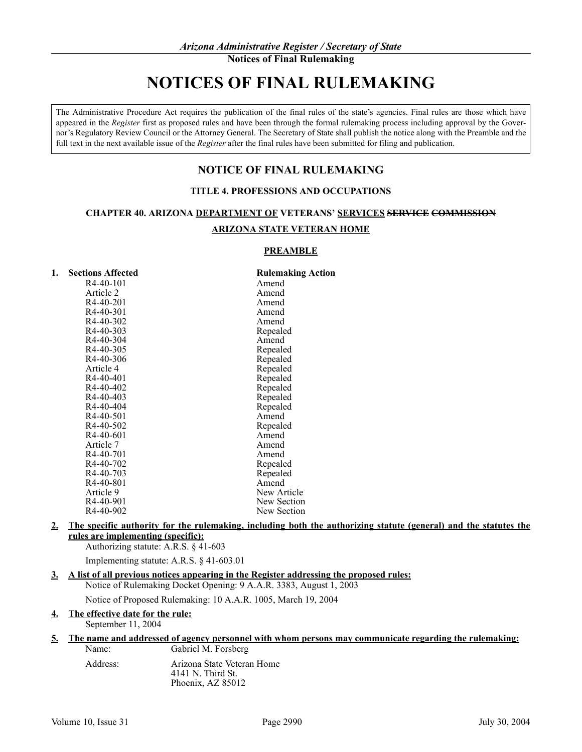# NOTICES OF FINAL RULEMAKING

The Administrative Procedure Act requires the publication of the final rules of the state's agencies. Final rules are those which have appeared in the *Register* first as proposed rules and have been through the formal rulemaking process including approval by the Governor's Regulatory Review Council or the Attorney General. The Secretary of State shall publish the notice along with the Preamble and the full text in the next available issue of the *Register* after the final rules have been submitted for filing and publication.

## NOTICE OF FINAL RULEMAKING

### TITLE 4. PROFESSIONS AND OCCUPATIONS

### CHAPTER 40. ARIZONA <u>DEPARTMENT OF</u> VETERANS' <u>SERVICES</u> ~~SERVICE~~ ~~COMMISSION~~

### <u>ARIZONA STATE VETERAN HOME</u>

#### <u>PREAMBLE</u>

**<u>1. Sections Affected</u>** — **<u>Rulemaking Action</u>**

| Sections Affected | Rulemaking Action |
|---|---|
| R4-40-101 | Amend |
| Article 2 | Amend |
| R4-40-201 | Amend |
| R4-40-301 | Amend |
| R4-40-302 | Amend |
| R4-40-303 | Repealed |
| R4-40-304 | Amend |
| R4-40-305 | Repealed |
| R4-40-306 | Repealed |
| Article 4 | Repealed |
| R4-40-401 | Repealed |
| R4-40-402 | Repealed |
| R4-40-403 | Repealed |
| R4-40-404 | Repealed |
| R4-40-501 | Amend |
| R4-40-502 | Repealed |
| R4-40-601 | Amend |
| Article 7 | Amend |
| R4-40-701 | Amend |
| R4-40-702 | Repealed |
| R4-40-703 | Repealed |
| R4-40-801 | Amend |
| Article 9 | New Article |
| R4-40-901 | New Section |
| R4-40-902 | New Section |

**<u>2. The specific authority for the rulemaking, including both the authorizing statute (general) and the statutes the rules are implementing (specific):</u>**

Authorizing statute: A.R.S. § 41-603

Implementing statute: A.R.S. § 41-603.01

**<u>3. A list of all previous notices appearing in the Register addressing the proposed rules:</u>**

Notice of Rulemaking Docket Opening: 9 A.A.R. 3383, August 1, 2003

Notice of Proposed Rulemaking: 10 A.A.R. 1005, March 19, 2004

**<u>4. The effective date for the rule:</u>**

September 11, 2004

**<u>5. The name and addressed of agency personnel with whom persons may communicate regarding the rulemaking:</u>**

Name: Gabriel M. Forsberg

Address: Arizona State Veteran Home  
4141 N. Third St.  
Phoenix, AZ 85012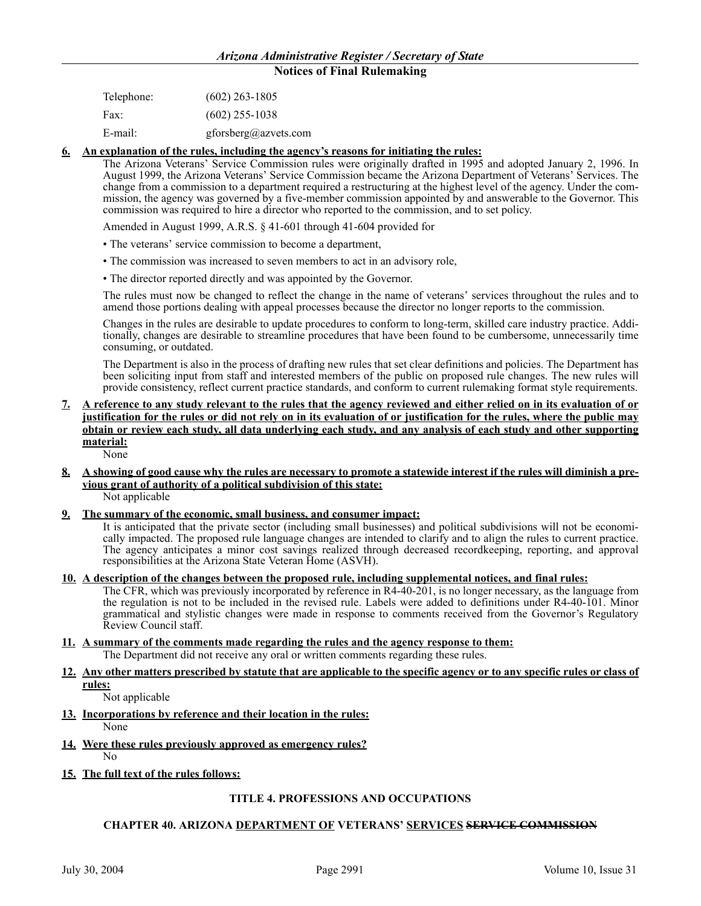| | |
|---|---|
| Telephone: | (602) 263-1805 |
| Fax: | (602) 255-1038 |
| E-mail: | gforsberg@azvets.com |

**6. An explanation of the rules, including the agency's reasons for initiating the rules:**

The Arizona Veterans' Service Commission rules were originally drafted in 1995 and adopted January 2, 1996. In August 1999, the Arizona Veterans' Service Commission became the Arizona Department of Veterans' Services. The change from a commission to a department required a restructuring at the highest level of the agency. Under the commission, the agency was governed by a five-member commission appointed by and answerable to the Governor. This commission was required to hire a director who reported to the commission, and to set policy.

Amended in August 1999, A.R.S. § 41-601 through 41-604 provided for

- The veterans' service commission to become a department,
- The commission was increased to seven members to act in an advisory role,
- The director reported directly and was appointed by the Governor.

The rules must now be changed to reflect the change in the name of veterans' services throughout the rules and to amend those portions dealing with appeal processes because the director no longer reports to the commission.

Changes in the rules are desirable to update procedures to conform to long-term, skilled care industry practice. Additionally, changes are desirable to streamline procedures that have been found to be cumbersome, unnecessarily time consuming, or outdated.

The Department is also in the process of drafting new rules that set clear definitions and policies. The Department has been soliciting input from staff and interested members of the public on proposed rule changes. The new rules will provide consistency, reflect current practice standards, and conform to current rulemaking format style requirements.

**7. A reference to any study relevant to the rules that the agency reviewed and either relied on in its evaluation of or justification for the rules or did not rely on in its evaluation of or justification for the rules, where the public may obtain or review each study, all data underlying each study, and any analysis of each study and other supporting material:**

None

**8. A showing of good cause why the rules are necessary to promote a statewide interest if the rules will diminish a previous grant of authority of a political subdivision of this state:**

Not applicable

**9. The summary of the economic, small business, and consumer impact:**

It is anticipated that the private sector (including small businesses) and political subdivisions will not be economically impacted. The proposed rule language changes are intended to clarify and to align the rules to current practice. The agency anticipates a minor cost savings realized through decreased recordkeeping, reporting, and approval responsibilities at the Arizona State Veteran Home (ASVH).

**10. A description of the changes between the proposed rule, including supplemental notices, and final rules:**

The CFR, which was previously incorporated by reference in R4-40-201, is no longer necessary, as the language from the regulation is not to be included in the revised rule. Labels were added to definitions under R4-40-101. Minor grammatical and stylistic changes were made in response to comments received from the Governor's Regulatory Review Council staff.

**11. A summary of the comments made regarding the rules and the agency response to them:**

The Department did not receive any oral or written comments regarding these rules.

**12. Any other matters prescribed by statute that are applicable to the specific agency or to any specific rules or class of rules:**

Not applicable

**13. Incorporations by reference and their location in the rules:**

None

**14. Were these rules previously approved as emergency rules?**

No

**15. The full text of the rules follows:**

## TITLE 4. PROFESSIONS AND OCCUPATIONS

## CHAPTER 40. ARIZONA DEPARTMENT OF VETERANS' SERVICES ~~SERVICE COMMISSION~~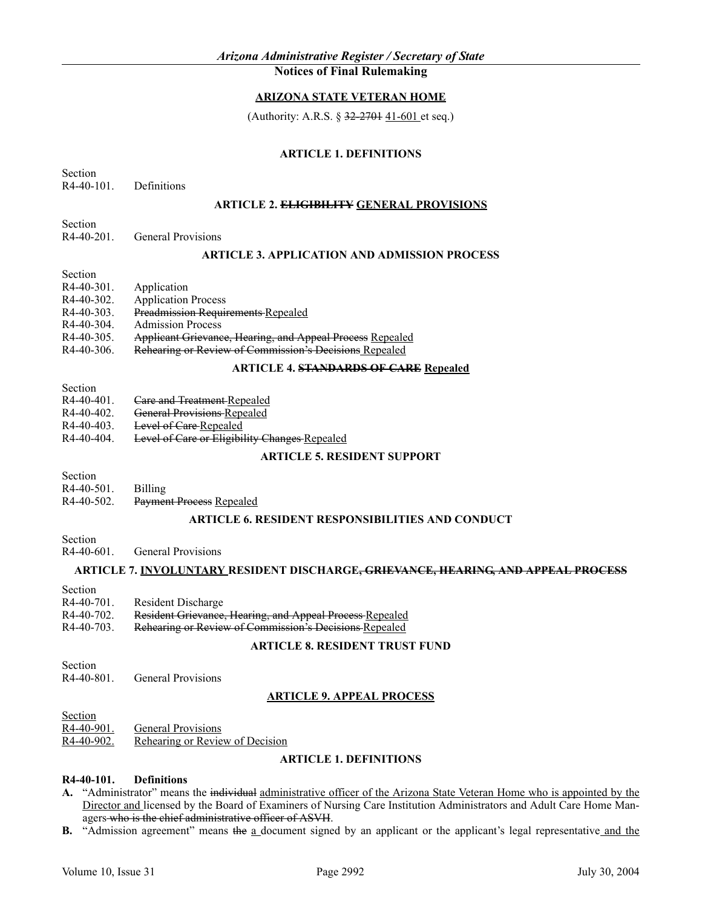## <u>ARIZONA STATE VETERAN HOME</u>

(Authority: A.R.S. § ~~32-2701~~ <u>41-601</u> et seq.)

### ARTICLE 1. DEFINITIONS

Section
R4-40-101. Definitions

### ARTICLE 2. ~~ELIGIBILITY~~ <u>GENERAL PROVISIONS</u>

Section
R4-40-201. General Provisions

### ARTICLE 3. APPLICATION AND ADMISSION PROCESS

Section
R4-40-301. Application
R4-40-302. Application Process
R4-40-303. ~~Preadmission Requirements~~ <u>Repealed</u>
R4-40-304. Admission Process
R4-40-305. ~~Applicant Grievance, Hearing, and Appeal Process~~ <u>Repealed</u>
R4-40-306. ~~Rehearing or Review of Commission's Decisions~~ <u>Repealed</u>

### ARTICLE 4. ~~STANDARDS OF CARE~~ <u>Repealed</u>

Section
R4-40-401. ~~Care and Treatment~~ <u>Repealed</u>
R4-40-402. ~~General Provisions~~ <u>Repealed</u>
R4-40-403. ~~Level of Care~~ <u>Repealed</u>
R4-40-404. ~~Level of Care or Eligibility Changes~~ <u>Repealed</u>

### ARTICLE 5. RESIDENT SUPPORT

Section
R4-40-501. Billing
R4-40-502. ~~Payment Process~~ <u>Repealed</u>

### ARTICLE 6. RESIDENT RESPONSIBILITIES AND CONDUCT

Section
R4-40-601. General Provisions

### ARTICLE 7. <u>INVOLUNTARY</u> RESIDENT DISCHARGE~~, GRIEVANCE, HEARING, AND APPEAL PROCESS~~

Section
R4-40-701. Resident Discharge
R4-40-702. ~~Resident Grievance, Hearing, and Appeal Process~~ <u>Repealed</u>
R4-40-703. ~~Rehearing or Review of Commission's Decisions~~ <u>Repealed</u>

### ARTICLE 8. RESIDENT TRUST FUND

Section
R4-40-801. General Provisions

### <u>ARTICLE 9. APPEAL PROCESS</u>

<u>Section</u>
<u>R4-40-901. General Provisions</u>
<u>R4-40-902. Rehearing or Review of Decision</u>

### ARTICLE 1. DEFINITIONS

**R4-40-101. Definitions**

**A.** "Administrator" means the ~~individual~~ <u>administrative officer of the Arizona State Veteran Home who is appointed by the Director and</u> licensed by the Board of Examiners of Nursing Care Institution Administrators and Adult Care Home Managers ~~who is the chief administrative officer of ASVH~~.

**B.** "Admission agreement" means ~~the~~ <u>a</u> document signed by an applicant or the applicant's legal representative <u>and the</u>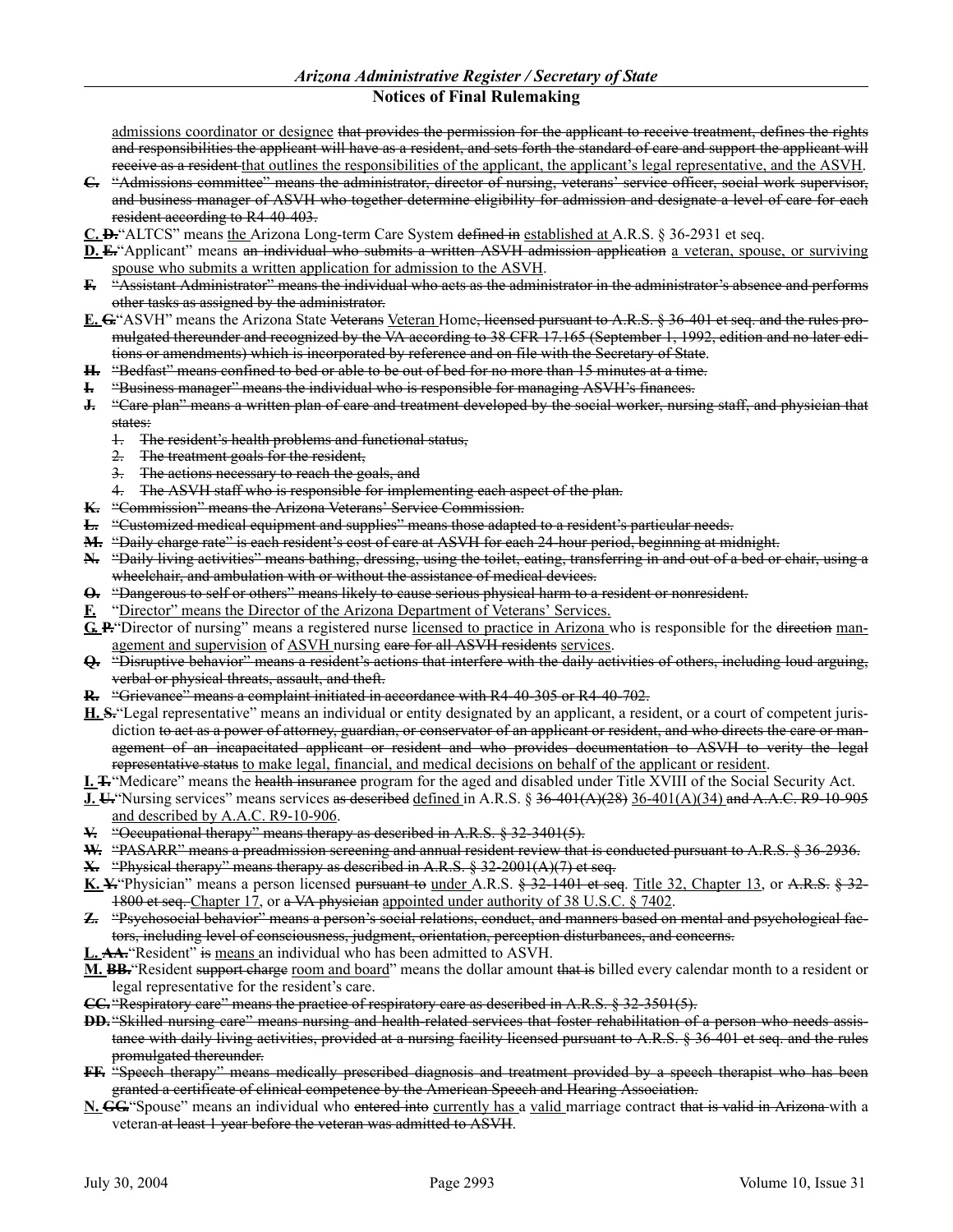<u>admissions coordinator or designee</u> ~~that provides the permission for the applicant to receive treatment, defines the rights and responsibilities the applicant will have as a resident, and sets forth the standard of care and support the applicant will receive as a resident~~ <u>that outlines the responsibilities of the applicant, the applicant's legal representative, and the ASVH</u>.

~~C. "Admissions committee" means the administrator, director of nursing, veterans' service officer, social work supervisor, and business manager of ASVH who together determine eligibility for admission and designate a level of care for each resident according to R4-40-403.~~

<u>C.</u> ~~D.~~ "ALTCS" means <u>the</u> Arizona Long-term Care System ~~defined in~~ <u>established at</u> A.R.S. § 36-2931 et seq.

<u>D.</u> ~~E.~~ "Applicant" means ~~an individual who submits a written ASVH admission application~~ <u>a veteran, spouse, or surviving spouse who submits a written application for admission to the ASVH</u>.

~~F. "Assistant Administrator" means the individual who acts as the administrator in the administrator's absence and performs other tasks as assigned by the administrator.~~

<u>E.</u> ~~G.~~ "ASVH" means the Arizona State ~~Veterans~~ <u>Veteran</u> Home~~, licensed pursuant to A.R.S. § 36-401 et seq. and the rules promulgated thereunder and recognized by the VA according to 38 CFR 17.165 (September 1, 1992, edition and no later editions or amendments) which is incorporated by reference and on file with the Secretary of State~~.

~~H. "Bedfast" means confined to bed or able to be out of bed for no more than 15 minutes at a time.~~

~~I. "Business manager" means the individual who is responsible for managing ASVH's finances.~~

~~J. "Care plan" means a written plan of care and treatment developed by the social worker, nursing staff, and physician that states:~~

~~1. The resident's health problems and functional status,~~
~~2. The treatment goals for the resident,~~
~~3. The actions necessary to reach the goals, and~~
~~4. The ASVH staff who is responsible for implementing each aspect of the plan.~~

~~K. "Commission" means the Arizona Veterans' Service Commission.~~

~~L. "Customized medical equipment and supplies" means those adapted to a resident's particular needs.~~

~~M. "Daily charge rate" is each resident's cost of care at ASVH for each 24-hour period, beginning at midnight.~~

~~N. "Daily living activities" means bathing, dressing, using the toilet, eating, transferring in and out of a bed or chair, using a wheelchair, and ambulation with or without the assistance of medical devices.~~

~~O. "Dangerous to self or others" means likely to cause serious physical harm to a resident or nonresident.~~

<u>F. "Director" means the Director of the Arizona Department of Veterans' Services.</u>

<u>G.</u> ~~P.~~ "Director of nursing" means a registered nurse <u>licensed to practice in Arizona</u> who is responsible for the ~~direction~~ <u>management and supervision</u> of <u>ASVH</u> nursing ~~care for all ASVH residents~~ <u>services</u>.

~~Q. "Disruptive behavior" means a resident's actions that interfere with the daily activities of others, including loud arguing, verbal or physical threats, assault, and theft.~~

~~R. "Grievance" means a complaint initiated in accordance with R4-40-305 or R4-40-702.~~

<u>H.</u> ~~S.~~ "Legal representative" means an individual or entity designated by an applicant, a resident, or a court of competent jurisdiction ~~to act as a power of attorney, guardian, or conservator of an applicant or resident, and who directs the care or management of an incapacitated applicant or resident and who provides documentation to ASVH to verity the legal representative status~~ <u>to make legal, financial, and medical decisions on behalf of the applicant or resident</u>.

<u>I.</u> ~~T.~~ "Medicare" means the ~~health insurance~~ program for the aged and disabled under Title XVIII of the Social Security Act.

<u>J.</u> ~~U.~~ "Nursing services" means services ~~as described~~ <u>defined</u> in A.R.S. § ~~36-401(A)(28)~~ <u>36-401(A)(34)</u> ~~and A.A.C. R9-10-905~~ <u>and described by A.A.C. R9-10-906</u>.

~~V. "Occupational therapy" means therapy as described in A.R.S. § 32-3401(5).~~

~~W. "PASARR" means a preadmission screening and annual resident review that is conducted pursuant to A.R.S. § 36-2936.~~

~~X. "Physical therapy" means therapy as described in A.R.S. § 32-2001(A)(7) et seq.~~

<u>K.</u> ~~Y.~~ "Physician" means a person licensed ~~pursuant to~~ <u>under</u> A.R.S. ~~§ 32-1401 et seq.~~ <u>Title 32, Chapter 13</u>, or ~~A.R.S. § 32-1800 et seq.~~ <u>Chapter 17</u>, or ~~a VA physician~~ <u>appointed under authority of 38 U.S.C. § 7402</u>.

~~Z. "Psychosocial behavior" means a person's social relations, conduct, and manners based on mental and psychological factors, including level of consciousness, judgment, orientation, perception disturbances, and concerns.~~

<u>L.</u> ~~AA.~~ "Resident" ~~is~~ <u>means</u> an individual who has been admitted to ASVH.

<u>M.</u> ~~BB.~~ "Resident ~~support charge~~ <u>room and board</u>" means the dollar amount ~~that is~~ billed every calendar month to a resident or legal representative for the resident's care.

~~CC. "Respiratory care" means the practice of respiratory care as described in A.R.S. § 32-3501(5).~~

~~DD. "Skilled nursing care" means nursing and health-related services that foster rehabilitation of a person who needs assistance with daily living activities, provided at a nursing facility licensed pursuant to A.R.S. § 36-401 et seq. and the rules promulgated thereunder.~~

~~FF. "Speech therapy" means medically prescribed diagnosis and treatment provided by a speech therapist who has been granted a certificate of clinical competence by the American Speech and Hearing Association.~~

<u>N.</u> ~~GG.~~ "Spouse" means an individual who ~~entered into~~ <u>currently has a</u> <u>valid</u> marriage contract ~~that is valid in Arizona~~ with a veteran ~~at least 1 year before the veteran was admitted to ASVH~~.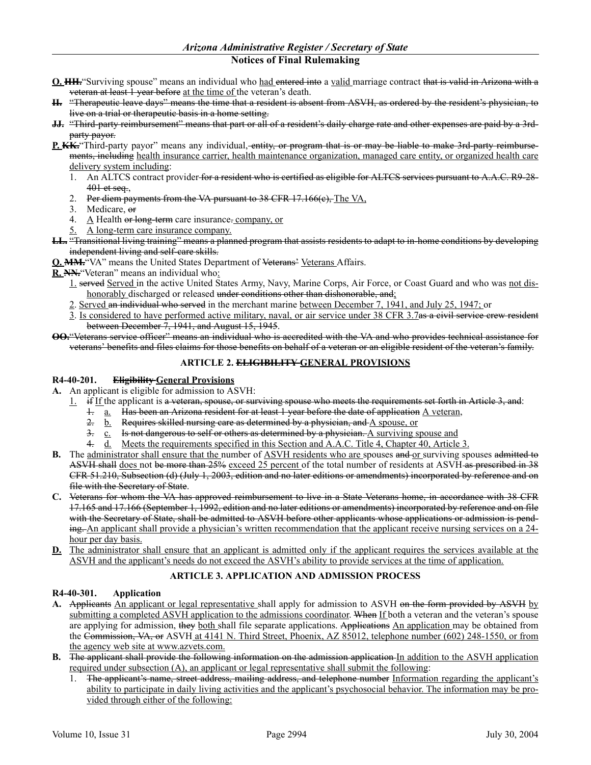**O.** ~~**HH.**~~"Surviving spouse" means an individual who <u>had</u> ~~entered into~~ a <u>valid</u> marriage contract ~~that is valid in Arizona with a veteran at least 1 year before~~ <u>at the time of</u> the veteran's death.

~~**II.** "Therapeutic leave days" means the time that a resident is absent from ASVH, as ordered by the resident's physician, to live on a trial or therapeutic basis in a home setting.~~

~~**JJ.** "Third-party reimbursement" means that part or all of a resident's daily charge rate and other expenses are paid by a 3rd-party payor.~~

**P.** ~~**KK.**~~"Third-party payor" means any individual, ~~entity, or program that is or may be liable to make 3rd-party reimbursements, including~~ <u>health insurance carrier, health maintenance organization, managed care entity, or organized health care delivery system including</u>:

1. An ALTCS contract provider ~~for a resident who is certified as eligible for ALTCS services pursuant to A.A.C. R9-28-401 et seq.,~~
2. ~~Per diem payments from the VA pursuant to 38 CFR 17.166(c),~~ <u>The VA,</u>
3. Medicare, ~~or~~
4. <u>A</u> Health ~~or long-term~~ care insurance~~.~~<u>company, or</u>
5. <u>A long-term care insurance company.</u>

~~**LL.** "Transitional living training" means a planned program that assists residents to adapt to in-home conditions by developing independent living and self-care skills.~~

**Q.** ~~**MM.**~~"VA" means the United States Department of ~~Veterans'~~ <u>Veterans</u> Affairs.

**R.** ~~**NN.**~~"Veteran" means an individual who<u>:</u>

<u>1.</u> ~~served~~ <u>Served</u> in the active United States Army, Navy, Marine Corps, Air Force, or Coast Guard and who was <u>not dishonorably</u> discharged or released ~~under conditions other than dishonorable, and~~<u>;</u>

<u>2</u>. <u>Served</u> ~~an individual who served~~ in the merchant marine <u>between December 7, 1941, and July 25, 1947; or</u>

<u>3</u>. <u>Is considered to have performed active military, naval, or air service under 38 CFR 3.7</u>~~as a civil service crew resident between December 7, 1941, and August 15, 1945~~.

~~**OO.**"Veterans service officer" means an individual who is accredited with the VA and who provides technical assistance for veterans' benefits and files claims for those benefits on behalf of a veteran or an eligible resident of the veteran's family.~~

## ARTICLE 2. ~~ELIGIBILITY~~ <u>GENERAL PROVISIONS</u>

### R4-40-201. ~~Eligibility~~ <u>General Provisions</u>

**A.** An applicant is eligible for admission to ASVH:

<u>1.</u> ~~if~~ <u>If</u> the applicant is ~~a veteran, spouse, or surviving spouse who meets the requirements set forth in Article 3, and~~:

~~1.~~ <u>a.</u> ~~Has been an Arizona resident for at least 1 year before the date of application~~ <u>A veteran,</u>

~~2.~~ <u>b.</u> ~~Requires skilled nursing care as determined by a physician, and~~ <u>A spouse, or</u>

~~3.~~ <u>c.</u> ~~Is not dangerous to self or others as determined by a physician.~~ <u>A surviving spouse and</u>

~~4.~~ <u>d.</u> <u>Meets the requirements specified in this Section and A.A.C. Title 4, Chapter 40, Article 3.</u>

**B.** The <u>administrator shall ensure that the</u> number of <u>ASVH residents who are</u> spouses ~~and~~ <u>or</u> surviving spouses ~~admitted to ASVH shall~~ <u>does</u> not ~~be more than 25%~~ <u>exceed 25 percent</u> of the total number of residents at ASVH ~~as prescribed in 38 CFR 51.210, Subsection (d) (July 1, 2003, edition and no later editions or amendments) incorporated by reference and on file with the Secretary of State~~.

**C.** ~~Veterans for whom the VA has approved reimbursement to live in a State Veterans home, in accordance with 38 CFR 17.165 and 17.166 (September 1, 1992, edition and no later editions or amendments) incorporated by reference and on file with the Secretary of State, shall be admitted to ASVH before other applicants whose applications or admission is pending.~~ <u>An applicant shall provide a physician's written recommendation that the applicant receive nursing services on a 24-hour per day basis.</u>

<u>**D.**</u> <u>The administrator shall ensure that an applicant is admitted only if the applicant requires the services available at the ASVH and the applicant's needs do not exceed the ASVH's ability to provide services at the time of application.</u>

## ARTICLE 3. APPLICATION AND ADMISSION PROCESS

### R4-40-301. Application

**A.** ~~Applicants~~ <u>An applicant or legal representative</u> shall apply for admission to ASVH ~~on the form provided by ASVH~~ <u>by submitting a completed ASVH application to the admissions coordinator</u>. ~~When~~ <u>If</u> both a veteran and the veteran's spouse are applying for admission, ~~they~~ <u>both</u> shall file separate applications. ~~Applications~~ <u>An application</u> may be obtained from the ~~Commission, VA, or~~ ASVH <u>at 4141 N. Third Street, Phoenix, AZ 85012, telephone number (602) 248-1550, or from the agency web site at www.azvets.com.</u>

**B.** ~~The applicant shall provide the following information on the admission application~~ <u>In addition to the ASVH application required under subsection (A), an applicant or legal representative shall submit the following</u>:

1. ~~The applicant's name, street address, mailing address, and telephone number~~ <u>Information regarding the applicant's ability to participate in daily living activities and the applicant's psychosocial behavior. The information may be provided through either of the following:</u>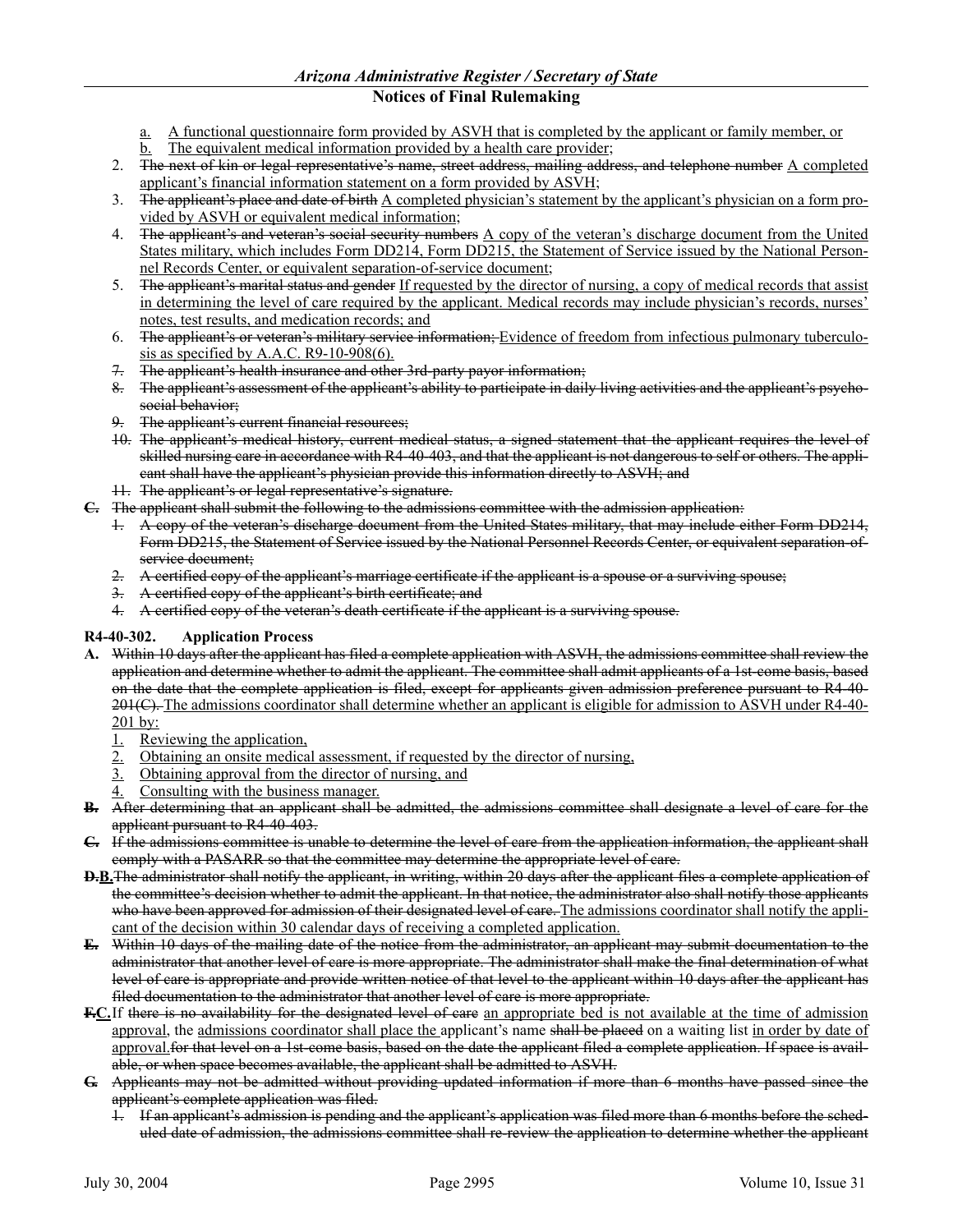a. <u>A functional questionnaire form provided by ASVH that is completed by the applicant or family member, or</u>
   b. <u>The equivalent medical information provided by a health care provider</u>;
2. ~~The next of kin or legal representative's name, street address, mailing address, and telephone number~~ <u>A completed applicant's financial information statement on a form provided by ASVH</u>;
3. ~~The applicant's place and date of birth~~ <u>A completed physician's statement by the applicant's physician on a form provided by ASVH or equivalent medical information;</u>
4. ~~The applicant's and veteran's social security numbers~~ <u>A copy of the veteran's discharge document from the United States military, which includes Form DD214, Form DD215, the Statement of Service issued by the National Personnel Records Center, or equivalent separation-of-service document;</u>
5. ~~The applicant's marital status and gender~~ <u>If requested by the director of nursing, a copy of medical records that assist in determining the level of care required by the applicant. Medical records may include physician's records, nurses' notes, test results, and medication records; and</u>
6. ~~The applicant's or veteran's military service information;~~ <u>Evidence of freedom from infectious pulmonary tuberculosis as specified by A.A.C. R9-10-908(6).</u>
7. ~~The applicant's health insurance and other 3rd-party payor information;~~
8. ~~The applicant's assessment of the applicant's ability to participate in daily living activities and the applicant's psychosocial behavior;~~
9. ~~The applicant's current financial resources;~~
10. ~~The applicant's medical history, current medical status, a signed statement that the applicant requires the level of skilled nursing care in accordance with R4-40-403, and that the applicant is not dangerous to self or others. The applicant shall have the applicant's physician provide this information directly to ASVH; and~~
11. ~~The applicant's or legal representative's signature.~~

~~**C.** The applicant shall submit the following to the admissions committee with the admission application:~~
1. ~~A copy of the veteran's discharge document from the United States military, that may include either Form DD214, Form DD215, the Statement of Service issued by the National Personnel Records Center, or equivalent separation-of-service document;~~
2. ~~A certified copy of the applicant's marriage certificate if the applicant is a spouse or a surviving spouse;~~
3. ~~A certified copy of the applicant's birth certificate; and~~
4. ~~A certified copy of the veteran's death certificate if the applicant is a surviving spouse.~~

**R4-40-302. Application Process**

**A.** ~~Within 10 days after the applicant has filed a complete application with ASVH, the admissions committee shall review the application and determine whether to admit the applicant. The committee shall admit applicants of a 1st-come basis, based on the date that the complete application is filed, except for applicants given admission preference pursuant to R4-40-201(C).~~ <u>The admissions coordinator shall determine whether an applicant is eligible for admission to ASVH under R4-40-201 by:</u>
1. <u>Reviewing the application,</u>
2. <u>Obtaining an onsite medical assessment, if requested by the director of nursing,</u>
3. <u>Obtaining approval from the director of nursing, and</u>
4. <u>Consulting with the business manager.</u>

~~**B.** After determining that an applicant shall be admitted, the admissions committee shall designate a level of care for the applicant pursuant to R4-40-403.~~

~~**C.** If the admissions committee is unable to determine the level of care from the application information, the applicant shall comply with a PASARR so that the committee may determine the appropriate level of care.~~

~~**D.**~~<u>**B.**</u>~~The administrator shall notify the applicant, in writing, within 20 days after the applicant files a complete application of the committee's decision whether to admit the applicant. In that notice, the administrator also shall notify those applicants who have been approved for admission of their designated level of care.~~ <u>The admissions coordinator shall notify the applicant of the decision within 30 calendar days of receiving a completed application.</u>

~~**E.** Within 10 days of the mailing date of the notice from the administrator, an applicant may submit documentation to the administrator that another level of care is more appropriate. The administrator shall make the final determination of what level of care is appropriate and provide written notice of that level to the applicant within 10 days after the applicant has filed documentation to the administrator that another level of care is more appropriate.~~

~~**F.**~~<u>**C.**</u>If ~~there is no availability for the designated level of care~~ <u>an appropriate bed is not available at the time of admission approval</u>, the <u>admissions coordinator shall place the</u> applicant's name ~~shall be placed~~ on a waiting list <u>in order by date of approval.</u>~~for that level on a 1st-come basis, based on the date the applicant filed a complete application. If space is available, or when space becomes available, the applicant shall be admitted to ASVH.~~

~~**G.** Applicants may not be admitted without providing updated information if more than 6 months have passed since the applicant's complete application was filed.~~
1. ~~If an applicant's admission is pending and the applicant's application was filed more than 6 months before the scheduled date of admission, the admissions committee shall re-review the application to determine whether the applicant~~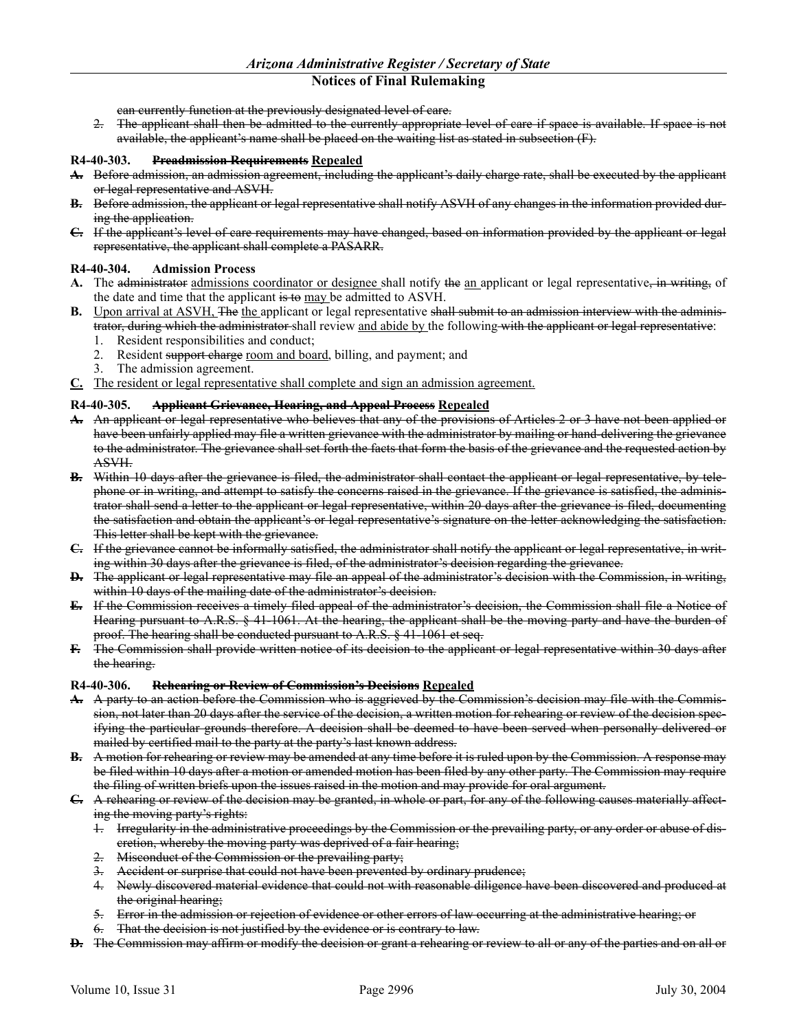~~can currently function at the previously designated level of care.~~

2. ~~The applicant shall then be admitted to the currently appropriate level of care if space is available. If space is not available, the applicant's name shall be placed on the waiting list as stated in subsection (F).~~

**R4-40-303. ~~Preadmission Requirements~~ Repealed**

~~**A.** Before admission, an admission agreement, including the applicant's daily charge rate, shall be executed by the applicant or legal representative and ASVH.~~

~~**B.** Before admission, the applicant or legal representative shall notify ASVH of any changes in the information provided during the application.~~

~~**C.** If the applicant's level of care requirements may have changed, based on information provided by the applicant or legal representative, the applicant shall complete a PASARR.~~

**R4-40-304. Admission Process**

**A.** The ~~administrator~~ admissions coordinator or designee shall notify ~~the~~ an applicant or legal representative~~, in writing,~~ of the date and time that the applicant ~~is to~~ may be admitted to ASVH.

**B.** Upon arrival at ASVH, ~~The~~ the applicant or legal representative ~~shall submit to an admission interview with the administrator, during which the administrator~~ shall review and abide by the following ~~with the applicant or legal representative~~:

1. Resident responsibilities and conduct;
2. Resident ~~support charge~~ room and board, billing, and payment; and
3. The admission agreement.

**C.** The resident or legal representative shall complete and sign an admission agreement.

**R4-40-305. ~~Applicant Grievance, Hearing, and Appeal Process~~ Repealed**

~~**A.** An applicant or legal representative who believes that any of the provisions of Articles 2 or 3 have not been applied or have been unfairly applied may file a written grievance with the administrator by mailing or hand-delivering the grievance to the administrator. The grievance shall set forth the facts that form the basis of the grievance and the requested action by ASVH.~~

~~**B.** Within 10 days after the grievance is filed, the administrator shall contact the applicant or legal representative, by telephone or in writing, and attempt to satisfy the concerns raised in the grievance. If the grievance is satisfied, the administrator shall send a letter to the applicant or legal representative, within 20 days after the grievance is filed, documenting the satisfaction and obtain the applicant's or legal representative's signature on the letter acknowledging the satisfaction. This letter shall be kept with the grievance.~~

~~**C.** If the grievance cannot be informally satisfied, the administrator shall notify the applicant or legal representative, in writing within 30 days after the grievance is filed, of the administrator's decision regarding the grievance.~~

~~**D.** The applicant or legal representative may file an appeal of the administrator's decision with the Commission, in writing, within 10 days of the mailing date of the administrator's decision.~~

~~**E.** If the Commission receives a timely filed appeal of the administrator's decision, the Commission shall file a Notice of Hearing pursuant to A.R.S. § 41-1061. At the hearing, the applicant shall be the moving party and have the burden of proof. The hearing shall be conducted pursuant to A.R.S. § 41-1061 et seq.~~

~~**F.** The Commission shall provide written notice of its decision to the applicant or legal representative within 30 days after the hearing.~~

**R4-40-306. ~~Rehearing or Review of Commission's Decisions~~ Repealed**

~~**A.** A party to an action before the Commission who is aggrieved by the Commission's decision may file with the Commission, not later than 20 days after the service of the decision, a written motion for rehearing or review of the decision specifying the particular grounds therefore. A decision shall be deemed to have been served when personally delivered or mailed by certified mail to the party at the party's last known address.~~

~~**B.** A motion for rehearing or review may be amended at any time before it is ruled upon by the Commission. A response may be filed within 10 days after a motion or amended motion has been filed by any other party. The Commission may require the filing of written briefs upon the issues raised in the motion and may provide for oral argument.~~

~~**C.** A rehearing or review of the decision may be granted, in whole or part, for any of the following causes materially affecting the moving party's rights:~~

1. ~~Irregularity in the administrative proceedings by the Commission or the prevailing party, or any order or abuse of discretion, whereby the moving party was deprived of a fair hearing;~~
2. ~~Misconduct of the Commission or the prevailing party;~~
3. ~~Accident or surprise that could not have been prevented by ordinary prudence;~~
4. ~~Newly discovered material evidence that could not with reasonable diligence have been discovered and produced at the original hearing;~~
5. ~~Error in the admission or rejection of evidence or other errors of law occurring at the administrative hearing; or~~
6. ~~That the decision is not justified by the evidence or is contrary to law.~~

~~**D.** The Commission may affirm or modify the decision or grant a rehearing or review to all or any of the parties and on all or~~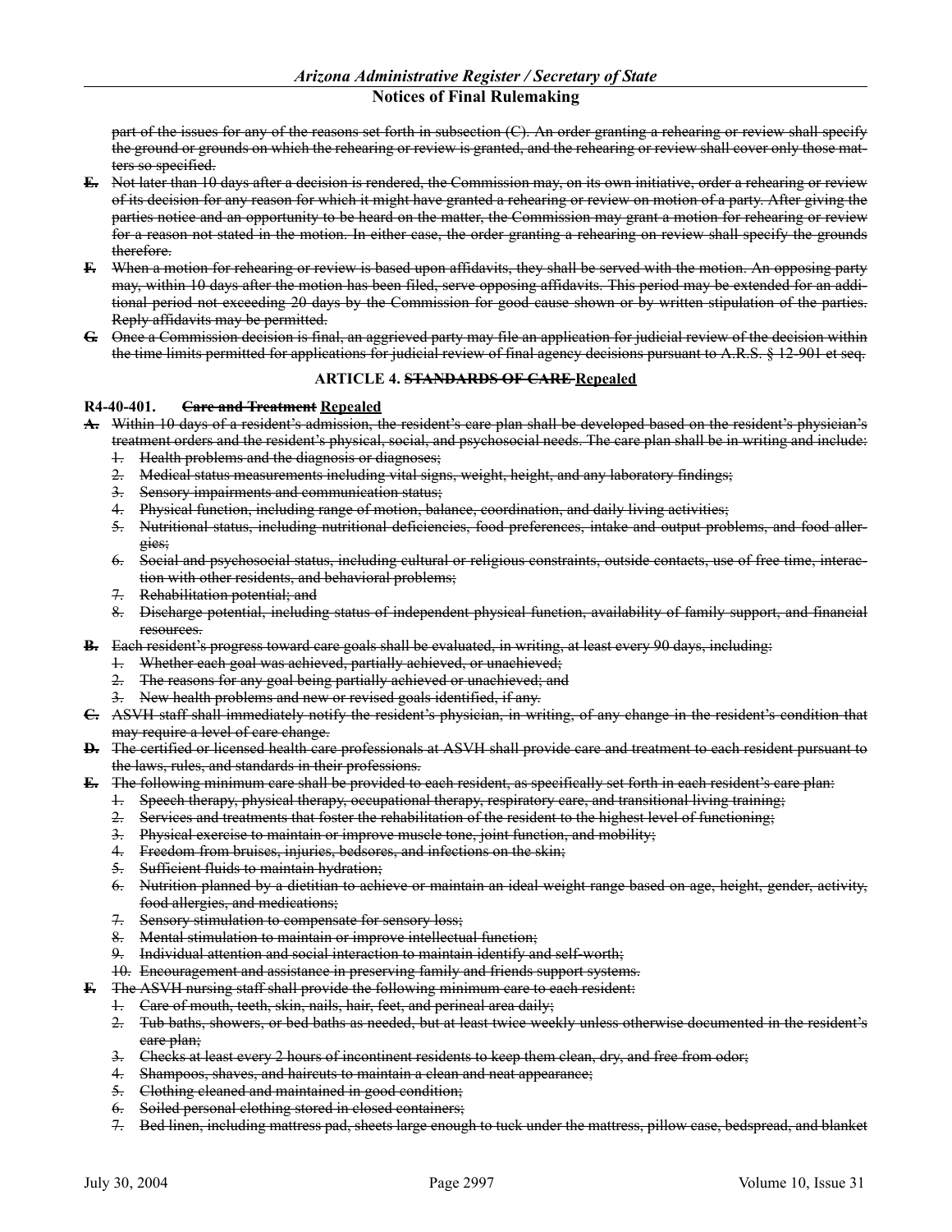~~part of the issues for any of the reasons set forth in subsection (C). An order granting a rehearing or review shall specify the ground or grounds on which the rehearing or review is granted, and the rehearing or review shall cover only those matters so specified.~~

~~**E.** Not later than 10 days after a decision is rendered, the Commission may, on its own initiative, order a rehearing or review of its decision for any reason for which it might have granted a rehearing or review on motion of a party. After giving the parties notice and an opportunity to be heard on the matter, the Commission may grant a motion for rehearing or review for a reason not stated in the motion. In either case, the order granting a rehearing on review shall specify the grounds therefore.~~

~~**F.** When a motion for rehearing or review is based upon affidavits, they shall be served with the motion. An opposing party may, within 10 days after the motion has been filed, serve opposing affidavits. This period may be extended for an additional period not exceeding 20 days by the Commission for good cause shown or by written stipulation of the parties. Reply affidavits may be permitted.~~

~~**G.** Once a Commission decision is final, an aggrieved party may file an application for judicial review of the decision within the time limits permitted for applications for judicial review of final agency decisions pursuant to A.R.S. § 12-901 et seq.~~

**ARTICLE 4. ~~STANDARDS OF CARE~~ Repealed**

**R4-40-401. ~~Care and Treatment~~ Repealed**

~~**A.** Within 10 days of a resident's admission, the resident's care plan shall be developed based on the resident's physician's treatment orders and the resident's physical, social, and psychosocial needs. The care plan shall be in writing and include:~~
1. ~~Health problems and the diagnosis or diagnoses;~~
2. ~~Medical status measurements including vital signs, weight, height, and any laboratory findings;~~
3. ~~Sensory impairments and communication status;~~
4. ~~Physical function, including range of motion, balance, coordination, and daily living activities;~~
5. ~~Nutritional status, including nutritional deficiencies, food preferences, intake and output problems, and food allergies;~~
6. ~~Social and psychosocial status, including cultural or religious constraints, outside contacts, use of free time, interaction with other residents, and behavioral problems;~~
7. ~~Rehabilitation potential; and~~
8. ~~Discharge potential, including status of independent physical function, availability of family support, and financial resources.~~

~~**B.** Each resident's progress toward care goals shall be evaluated, in writing, at least every 90 days, including:~~
1. ~~Whether each goal was achieved, partially achieved, or unachieved;~~
2. ~~The reasons for any goal being partially achieved or unachieved; and~~
3. ~~New health problems and new or revised goals identified, if any.~~

~~**C.** ASVH staff shall immediately notify the resident's physician, in writing, of any change in the resident's condition that may require a level of care change.~~

~~**D.** The certified or licensed health care professionals at ASVH shall provide care and treatment to each resident pursuant to the laws, rules, and standards in their professions.~~

~~**E.** The following minimum care shall be provided to each resident, as specifically set forth in each resident's care plan:~~
1. ~~Speech therapy, physical therapy, occupational therapy, respiratory care, and transitional living training;~~
2. ~~Services and treatments that foster the rehabilitation of the resident to the highest level of functioning;~~
3. ~~Physical exercise to maintain or improve muscle tone, joint function, and mobility;~~
4. ~~Freedom from bruises, injuries, bedsores, and infections on the skin;~~
5. ~~Sufficient fluids to maintain hydration;~~
6. ~~Nutrition planned by a dietitian to achieve or maintain an ideal weight range based on age, height, gender, activity, food allergies, and medications;~~
7. ~~Sensory stimulation to compensate for sensory loss;~~
8. ~~Mental stimulation to maintain or improve intellectual function;~~
9. ~~Individual attention and social interaction to maintain identify and self-worth;~~
10. ~~Encouragement and assistance in preserving family and friends support systems.~~

~~**F.** The ASVH nursing staff shall provide the following minimum care to each resident:~~
1. ~~Care of mouth, teeth, skin, nails, hair, feet, and perineal area daily;~~
2. ~~Tub baths, showers, or bed baths as needed, but at least twice weekly unless otherwise documented in the resident's care plan;~~
3. ~~Checks at least every 2 hours of incontinent residents to keep them clean, dry, and free from odor;~~
4. ~~Shampoos, shaves, and haircuts to maintain a clean and neat appearance;~~
5. ~~Clothing cleaned and maintained in good condition;~~
6. ~~Soiled personal clothing stored in closed containers;~~
7. ~~Bed linen, including mattress pad, sheets large enough to tuck under the mattress, pillow case, bedspread, and blanket~~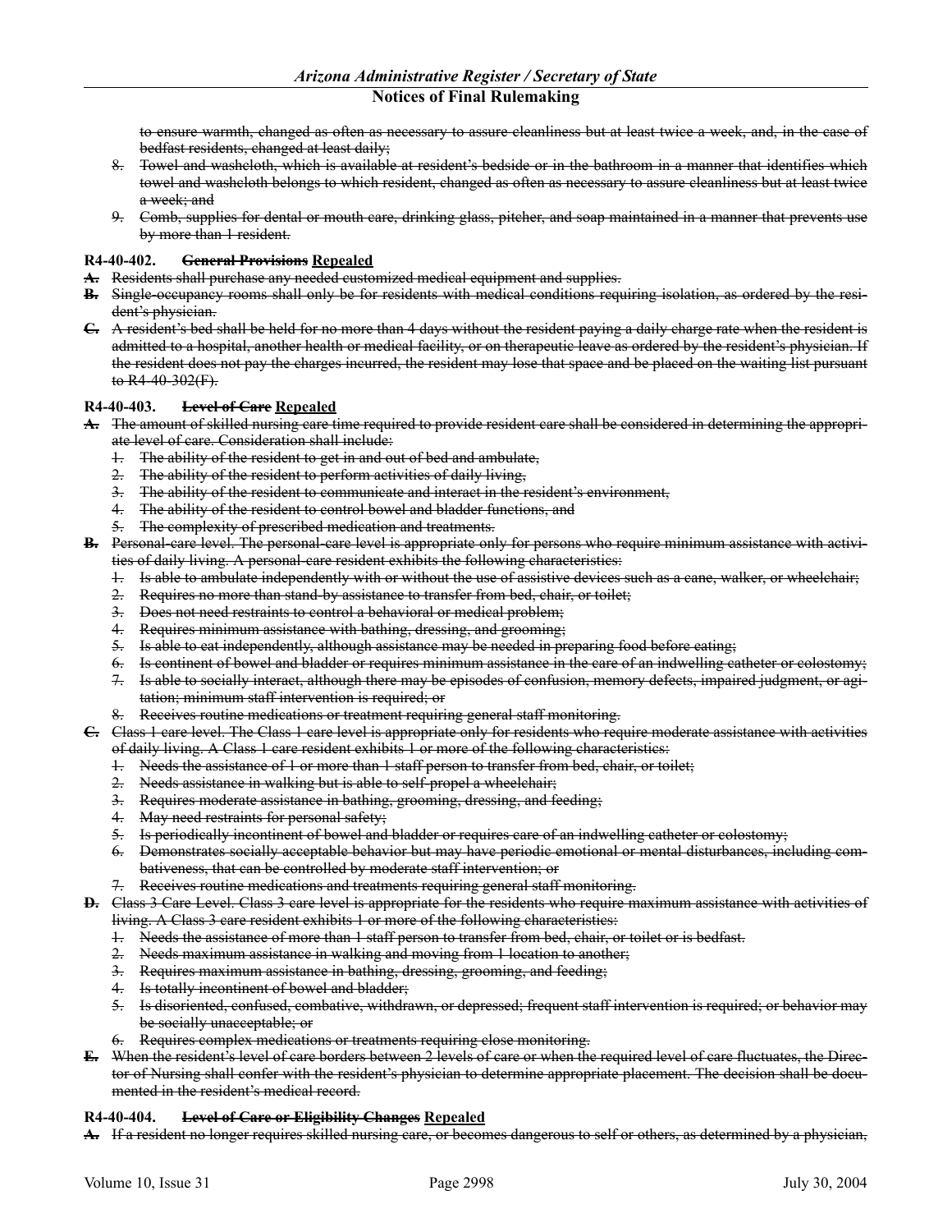~~to ensure warmth, changed as often as necessary to assure cleanliness but at least twice a week, and, in the case of bedfast residents, changed at least daily;~~

8. ~~Towel and washcloth, which is available at resident's bedside or in the bathroom in a manner that identifies which towel and washcloth belongs to which resident, changed as often as necessary to assure cleanliness but at least twice a week; and~~
9. ~~Comb, supplies for dental or mouth care, drinking glass, pitcher, and soap maintained in a manner that prevents use by more than 1 resident.~~

**R4-40-402. ~~General Provisions~~ Repealed**

**~~A.~~** ~~Residents shall purchase any needed customized medical equipment and supplies.~~

**~~B.~~** ~~Single-occupancy rooms shall only be for residents with medical conditions requiring isolation, as ordered by the resident's physician.~~

**~~C.~~** ~~A resident's bed shall be held for no more than 4 days without the resident paying a daily charge rate when the resident is admitted to a hospital, another health or medical facility, or on therapeutic leave as ordered by the resident's physician. If the resident does not pay the charges incurred, the resident may lose that space and be placed on the waiting list pursuant to R4-40-302(F).~~

**R4-40-403. ~~Level of Care~~ Repealed**

**~~A.~~** ~~The amount of skilled nursing care time required to provide resident care shall be considered in determining the appropriate level of care. Consideration shall include:~~

1. ~~The ability of the resident to get in and out of bed and ambulate,~~
2. ~~The ability of the resident to perform activities of daily living,~~
3. ~~The ability of the resident to communicate and interact in the resident's environment,~~
4. ~~The ability of the resident to control bowel and bladder functions, and~~
5. ~~The complexity of prescribed medication and treatments.~~

**~~B.~~** ~~Personal-care level. The personal-care level is appropriate only for persons who require minimum assistance with activities of daily living. A personal-care resident exhibits the following characteristics:~~

1. ~~Is able to ambulate independently with or without the use of assistive devices such as a cane, walker, or wheelchair;~~
2. ~~Requires no more than stand-by assistance to transfer from bed, chair, or toilet;~~
3. ~~Does not need restraints to control a behavioral or medical problem;~~
4. ~~Requires minimum assistance with bathing, dressing, and grooming;~~
5. ~~Is able to eat independently, although assistance may be needed in preparing food before eating;~~
6. ~~Is continent of bowel and bladder or requires minimum assistance in the care of an indwelling catheter or colostomy;~~
7. ~~Is able to socially interact, although there may be episodes of confusion, memory defects, impaired judgment, or agitation; minimum staff intervention is required; or~~
8. ~~Receives routine medications or treatment requiring general staff monitoring.~~

**~~C.~~** ~~Class 1 care level. The Class 1 care level is appropriate only for residents who require moderate assistance with activities of daily living. A Class 1 care resident exhibits 1 or more of the following characteristics:~~

1. ~~Needs the assistance of 1 or more than 1 staff person to transfer from bed, chair, or toilet;~~
2. ~~Needs assistance in walking but is able to self-propel a wheelchair;~~
3. ~~Requires moderate assistance in bathing, grooming, dressing, and feeding;~~
4. ~~May need restraints for personal safety;~~
5. ~~Is periodically incontinent of bowel and bladder or requires care of an indwelling catheter or colostomy;~~
6. ~~Demonstrates socially acceptable behavior but may have periodic emotional or mental disturbances, including combativeness, that can be controlled by moderate staff intervention; or~~
7. ~~Receives routine medications and treatments requiring general staff monitoring.~~

**~~D.~~** ~~Class 3 Care Level. Class 3 care level is appropriate for the residents who require maximum assistance with activities of living. A Class 3 care resident exhibits 1 or more of the following characteristics:~~

1. ~~Needs the assistance of more than 1 staff person to transfer from bed, chair, or toilet or is bedfast.~~
2. ~~Needs maximum assistance in walking and moving from 1 location to another;~~
3. ~~Requires maximum assistance in bathing, dressing, grooming, and feeding;~~
4. ~~Is totally incontinent of bowel and bladder;~~
5. ~~Is disoriented, confused, combative, withdrawn, or depressed; frequent staff intervention is required; or behavior may be socially unacceptable; or~~
6. ~~Requires complex medications or treatments requiring close monitoring.~~

**~~E.~~** ~~When the resident's level of care borders between 2 levels of care or when the required level of care fluctuates, the Director of Nursing shall confer with the resident's physician to determine appropriate placement. The decision shall be documented in the resident's medical record.~~

**R4-40-404. ~~Level of Care or Eligibility Changes~~ Repealed**

**~~A.~~** ~~If a resident no longer requires skilled nursing care, or becomes dangerous to self or others, as determined by a physician,~~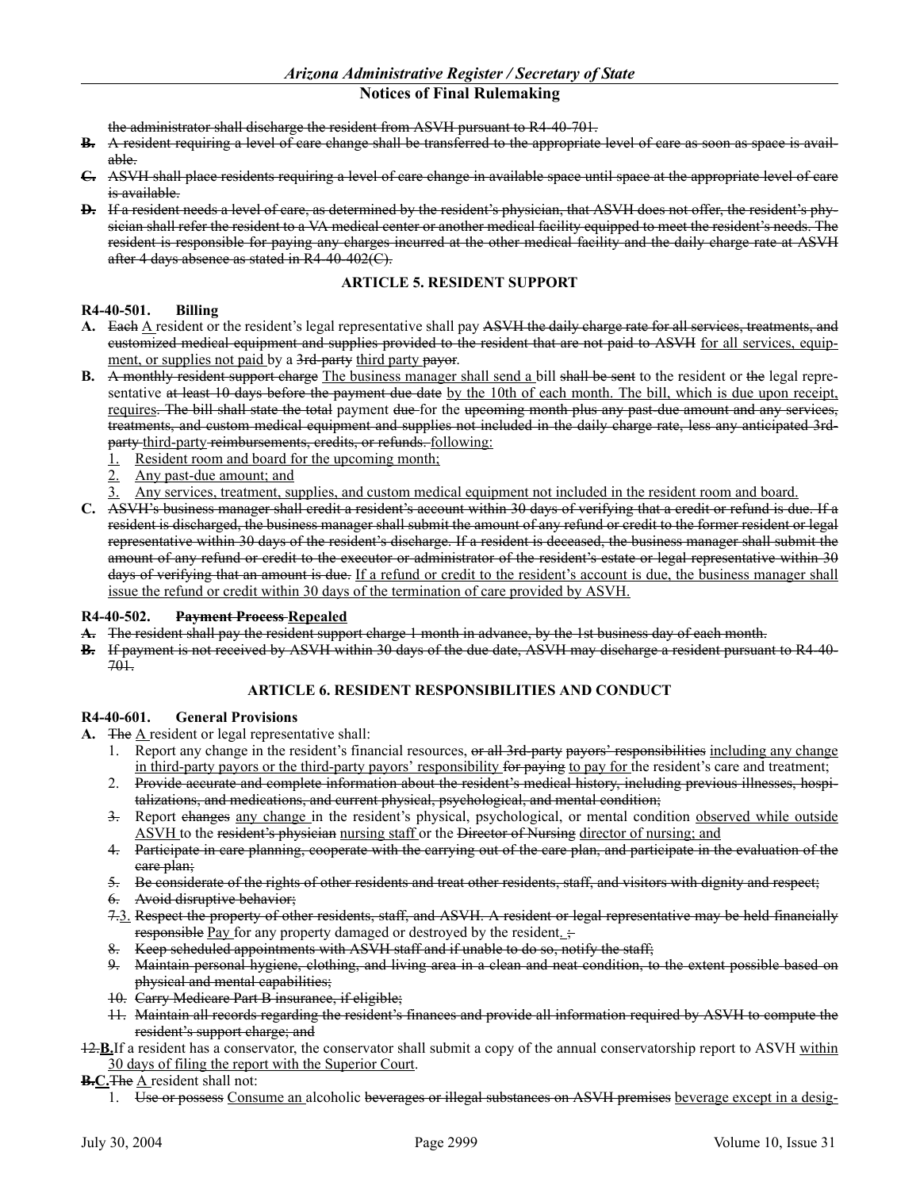~~the administrator shall discharge the resident from ASVH pursuant to R4-40-701.~~

~~**B.** A resident requiring a level of care change shall be transferred to the appropriate level of care as soon as space is available.~~

~~**C.** ASVH shall place residents requiring a level of care change in available space until space at the appropriate level of care is available.~~

~~**D.** If a resident needs a level of care, as determined by the resident's physician, that ASVH does not offer, the resident's physician shall refer the resident to a VA medical center or another medical facility equipped to meet the resident's needs. The resident is responsible for paying any charges incurred at the other medical facility and the daily charge rate at ASVH after 4 days absence as stated in R4-40-402(C).~~

## ARTICLE 5. RESIDENT SUPPORT

**R4-40-501. Billing**

**A.** ~~Each~~ <u>A</u> resident or the resident's legal representative shall pay ~~ASVH the daily charge rate for all services, treatments, and customized medical equipment and supplies provided to the resident that are not paid to ASVH~~ <u>for all services, equipment, or supplies not paid</u> by a ~~3rd-party~~ <u>third party</u> ~~payor~~.

**B.** ~~A monthly resident support charge~~ <u>The business manager shall send a</u> bill ~~shall be sent~~ to the resident or ~~the~~ legal representative ~~at least 10 days before the payment due date~~ <u>by the 10th of each month. The bill, which is due upon receipt, requires</u>~~. The bill shall state the total~~ payment ~~due~~ for the ~~upcoming month plus any past-due amount and any services, treatments, and custom medical equipment and supplies not included in the daily charge rate, less any anticipated 3rd-party~~ <u>third-party</u> ~~reimbursements, credits, or refunds.~~ <u>following:</u>

1. <u>Resident room and board for the upcoming month;</u>
2. <u>Any past-due amount; and</u>
3. <u>Any services, treatment, supplies, and custom medical equipment not included in the resident room and board.</u>

**C.** ~~ASVH's business manager shall credit a resident's account within 30 days of verifying that a credit or refund is due. If a resident is discharged, the business manager shall submit the amount of any refund or credit to the former resident or legal representative within 30 days of the resident's discharge. If a resident is deceased, the business manager shall submit the amount of any refund or credit to the executor or administrator of the resident's estate or legal representative within 30 days of verifying that an amount is due.~~ <u>If a refund or credit to the resident's account is due, the business manager shall issue the refund or credit within 30 days of the termination of care provided by ASVH.</u>

**R4-40-502. ~~Payment Process~~ <u>Repealed</u>**

~~**A.** The resident shall pay the resident support charge 1 month in advance, by the 1st business day of each month.~~

~~**B.** If payment is not received by ASVH within 30 days of the due date, ASVH may discharge a resident pursuant to R4-40-701.~~

## ARTICLE 6. RESIDENT RESPONSIBILITIES AND CONDUCT

**R4-40-601. General Provisions**

**A.** ~~The~~ <u>A</u> resident or legal representative shall:

1. Report any change in the resident's financial resources, ~~or all 3rd-party payors' responsibilities~~ <u>including any change in third-party payors or the third-party payors' responsibility</u> ~~for paying~~ <u>to pay for</u> the resident's care and treatment;
2. ~~Provide accurate and complete information about the resident's medical history, including previous illnesses, hospitalizations, and medications, and current physical, psychological, and mental condition;~~
3. ~~3.~~ <u>2.</u> Report ~~changes~~ <u>any change</u> in the resident's physical, psychological, or mental condition <u>observed while outside ASVH</u> to the ~~resident's physician~~ <u>nursing staff</u> or the ~~Director of Nursing~~ <u>director of nursing; and</u>
4. ~~Participate in care planning, cooperate with the carrying out of the care plan, and participate in the evaluation of the care plan;~~
5. ~~Be considerate of the rights of other residents and treat other residents, staff, and visitors with dignity and respect;~~
6. ~~Avoid disruptive behavior;~~
7. ~~7.~~<u>3.</u> ~~Respect the property of other residents, staff, and ASVH. A resident or legal representative may be held financially responsible~~ <u>Pay</u> for any property damaged or destroyed by the resident<u>.</u> ~~;~~
8. ~~Keep scheduled appointments with ASVH staff and if unable to do so, notify the staff;~~
9. ~~Maintain personal hygiene, clothing, and living area in a clean and neat condition, to the extent possible based on physical and mental capabilities;~~
10. ~~Carry Medicare Part B insurance, if eligible;~~
11. ~~Maintain all records regarding the resident's finances and provide all information required by ASVH to compute the resident's support charge; and~~

~~12.~~<u>**B.**</u> If a resident has a conservator, the conservator shall submit a copy of the annual conservatorship report to ASVH <u>within 30 days of filing the report with the Superior Court</u>.

~~**B.**~~<u>**C.**</u> ~~The~~ <u>A</u> resident shall not:

1. ~~Use or possess~~ <u>Consume an</u> alcoholic ~~beverages or illegal substances on ASVH premises~~ <u>beverage except in a desig-</u>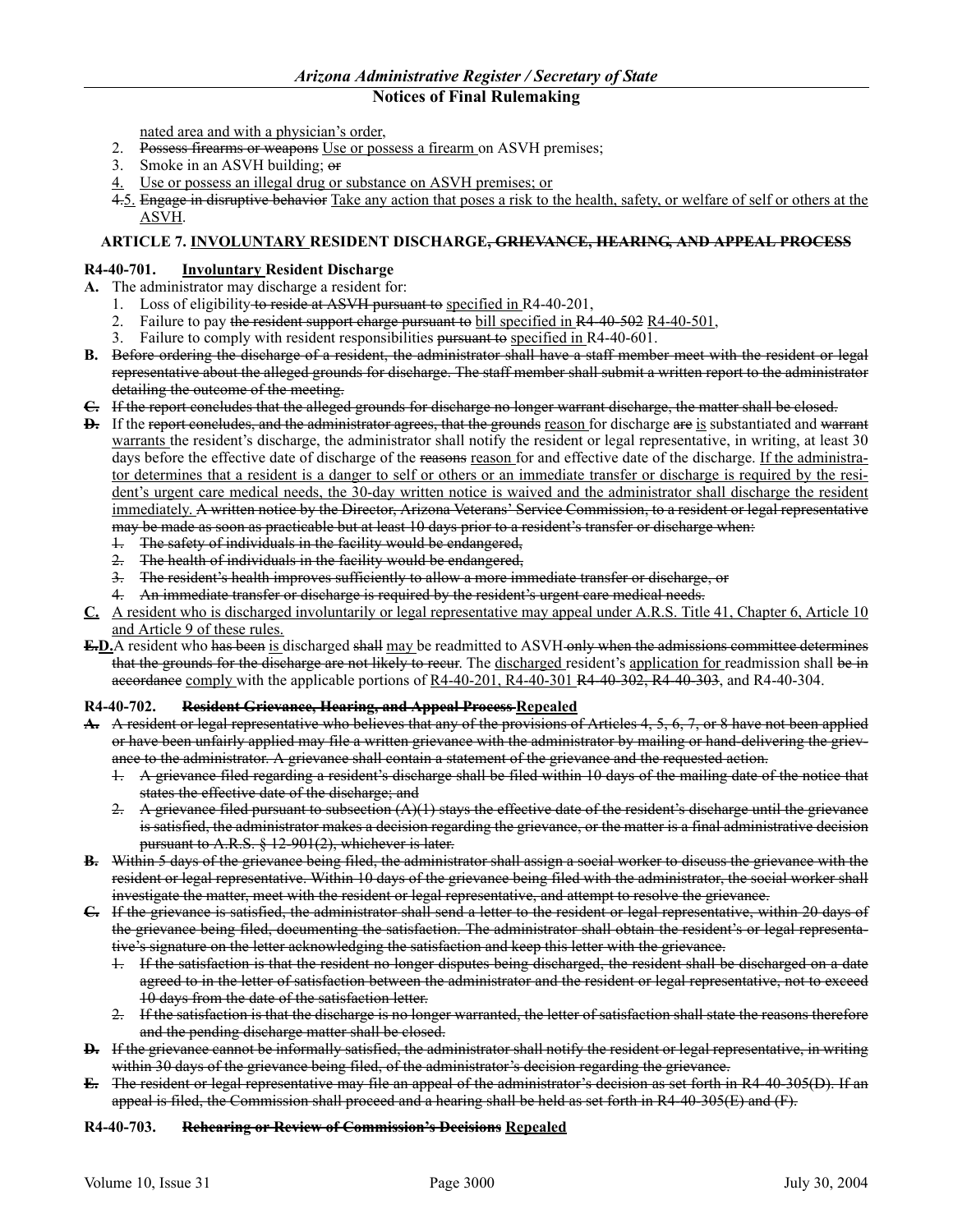nated area and with a physician's order,

2. ~~Possess firearms or weapons~~ Use or possess a firearm on ASVH premises;
3. Smoke in an ASVH building; ~~or~~
4. Use or possess an illegal drug or substance on ASVH premises; or
5. ~~4.~~ ~~Engage in disruptive behavior~~ Take any action that poses a risk to the health, safety, or welfare of self or others at the ASVH.

**ARTICLE 7. INVOLUNTARY RESIDENT DISCHARGE~~, GRIEVANCE, HEARING, AND APPEAL PROCESS~~**

**R4-40-701. Involuntary Resident Discharge**

**A.** The administrator may discharge a resident for:

1. Loss of eligibility ~~to reside at ASVH pursuant to~~ specified in R4-40-201,
2. Failure to pay ~~the resident support charge pursuant to~~ bill specified in ~~R4-40-502~~ R4-40-501,
3. Failure to comply with resident responsibilities ~~pursuant to~~ specified in R4-40-601.

~~**B.** Before ordering the discharge of a resident, the administrator shall have a staff member meet with the resident or legal representative about the alleged grounds for discharge. The staff member shall submit a written report to the administrator detailing the outcome of the meeting.~~

~~**C.** If the report concludes that the alleged grounds for discharge no longer warrant discharge, the matter shall be closed.~~

~~**D.**~~ **B.** If the ~~report concludes, and the administrator agrees, that the grounds~~ reason for discharge ~~are~~ is substantiated and ~~warrant~~ warrants the resident's discharge, the administrator shall notify the resident or legal representative, in writing, at least 30 days before the effective date of discharge of the ~~reasons~~ reason for and effective date of the discharge. If the administrator determines that a resident is a danger to self or others or an immediate transfer or discharge is required by the resident's urgent care medical needs, the 30-day written notice is waived and the administrator shall discharge the resident immediately. ~~A written notice by the Director, Arizona Veterans' Service Commission, to a resident or legal representative may be made as soon as practicable but at least 10 days prior to a resident's transfer or discharge when:~~

~~1. The safety of individuals in the facility would be endangered,~~
~~2. The health of individuals in the facility would be endangered,~~
~~3. The resident's health improves sufficiently to allow a more immediate transfer or discharge, or~~
~~4. An immediate transfer or discharge is required by the resident's urgent care medical needs.~~

**C.** A resident who is discharged involuntarily or legal representative may appeal under A.R.S. Title 41, Chapter 6, Article 10 and Article 9 of these rules.

~~**E.**~~**D.** A resident who ~~has been~~ is discharged ~~shall~~ may be readmitted to ASVH ~~only when the admissions committee determines that the grounds for the discharge are not likely to recur~~. The discharged resident's application for readmission shall ~~be in accordance~~ comply with the applicable portions of R4-40-201, R4-40-301 ~~R4-40-302, R4-40-303~~, and R4-40-304.

**R4-40-702. ~~Resident Grievance, Hearing, and Appeal Process~~ Repealed**

~~**A.** A resident or legal representative who believes that any of the provisions of Articles 4, 5, 6, 7, or 8 have not been applied or have been unfairly applied may file a written grievance with the administrator by mailing or hand-delivering the grievance to the administrator. A grievance shall contain a statement of the grievance and the requested action.~~

~~1. A grievance filed regarding a resident's discharge shall be filed within 10 days of the mailing date of the notice that states the effective date of the discharge; and~~
~~2. A grievance filed pursuant to subsection (A)(1) stays the effective date of the resident's discharge until the grievance is satisfied, the administrator makes a decision regarding the grievance, or the matter is a final administrative decision pursuant to A.R.S. § 12-901(2), whichever is later.~~

~~**B.** Within 5 days of the grievance being filed, the administrator shall assign a social worker to discuss the grievance with the resident or legal representative. Within 10 days of the grievance being filed with the administrator, the social worker shall investigate the matter, meet with the resident or legal representative, and attempt to resolve the grievance.~~

~~**C.** If the grievance is satisfied, the administrator shall send a letter to the resident or legal representative, within 20 days of the grievance being filed, documenting the satisfaction. The administrator shall obtain the resident's or legal representative's signature on the letter acknowledging the satisfaction and keep this letter with the grievance.~~

~~1. If the satisfaction is that the resident no longer disputes being discharged, the resident shall be discharged on a date agreed to in the letter of satisfaction between the administrator and the resident or legal representative, not to exceed 10 days from the date of the satisfaction letter.~~
~~2. If the satisfaction is that the discharge is no longer warranted, the letter of satisfaction shall state the reasons therefore and the pending discharge matter shall be closed.~~

~~**D.** If the grievance cannot be informally satisfied, the administrator shall notify the resident or legal representative, in writing within 30 days of the grievance being filed, of the administrator's decision regarding the grievance.~~

~~**E.** The resident or legal representative may file an appeal of the administrator's decision as set forth in R4-40-305(D). If an appeal is filed, the Commission shall proceed and a hearing shall be held as set forth in R4-40-305(E) and (F).~~

**R4-40-703. ~~Rehearing or Review of Commission's Decisions~~ Repealed**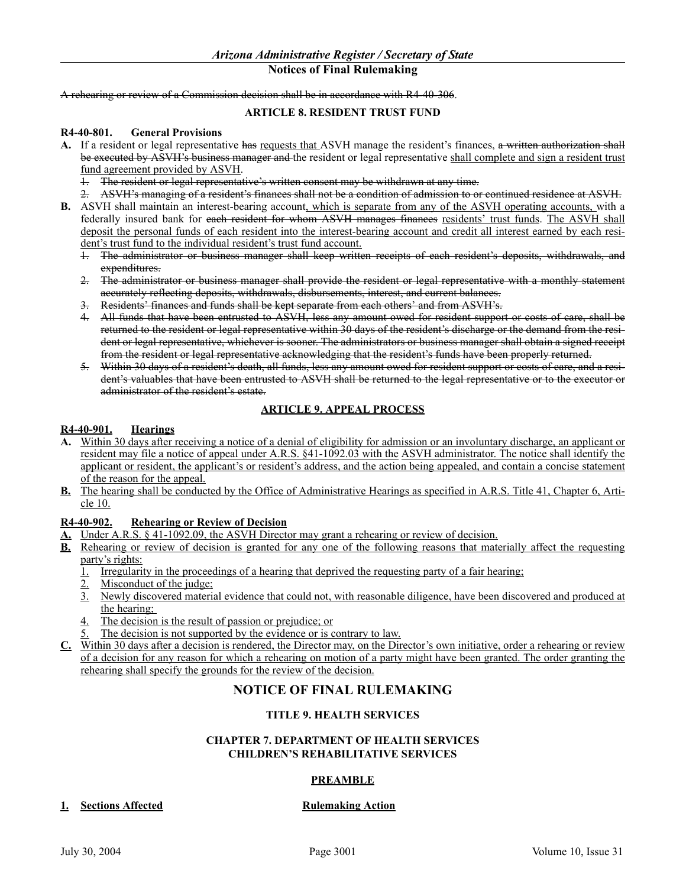~~A rehearing or review of a Commission decision shall be in accordance with R4-40-306~~.

### ARTICLE 8. RESIDENT TRUST FUND

**R4-40-801. General Provisions**

**A.** If a resident or legal representative ~~has~~ <u>requests that</u> ASVH manage the resident's finances, ~~a written authorization shall be executed by ASVH's business manager and~~ the resident or legal representative <u>shall complete and sign a resident trust fund agreement provided by ASVH</u>.

1. ~~The resident or legal representative's written consent may be withdrawn at any time.~~
2. ~~ASVH's managing of a resident's finances shall not be a condition of admission to or continued residence at ASVH.~~

**B.** ASVH shall maintain an interest-bearing account<u>, which is separate from any of the ASVH operating accounts,</u> with a federally insured bank for ~~each resident for whom ASVH manages finances~~ <u>residents' trust funds</u>. <u>The ASVH shall deposit the personal funds of each resident into the interest-bearing account and credit all interest earned by each resident's trust fund to the individual resident's trust fund account.</u>

1. ~~The administrator or business manager shall keep written receipts of each resident's deposits, withdrawals, and expenditures.~~
2. ~~The administrator or business manager shall provide the resident or legal representative with a monthly statement accurately reflecting deposits, withdrawals, disbursements, interest, and current balances.~~
3. ~~Residents' finances and funds shall be kept separate from each others' and from ASVH's.~~
4. ~~All funds that have been entrusted to ASVH, less any amount owed for resident support or costs of care, shall be returned to the resident or legal representative within 30 days of the resident's discharge or the demand from the resident or legal representative, whichever is sooner. The administrators or business manager shall obtain a signed receipt from the resident or legal representative acknowledging that the resident's funds have been properly returned.~~
5. ~~Within 30 days of a resident's death, all funds, less any amount owed for resident support or costs of care, and a resident's valuables that have been entrusted to ASVH shall be returned to the legal representative or to the executor or administrator of the resident's estate.~~

### <u>ARTICLE 9. APPEAL PROCESS</u>

**<u>R4-40-901. Hearings</u>**

**A.** <u>Within 30 days after receiving a notice of a denial of eligibility for admission or an involuntary discharge, an applicant or resident may file a notice of appeal under A.R.S. §41-1092.03 with the</u> <u>ASVH administrator. The notice shall identify the applicant or resident, the applicant's or resident's address, and the action being appealed, and contain a concise statement of the reason for the appeal.</u>

**<u>B.</u>** <u>The hearing shall be conducted by the Office of Administrative Hearings as specified in A.R.S. Title 41, Chapter 6, Article 10.</u>

**<u>R4-40-902. Rehearing or Review of Decision</u>**

**<u>A.</u>** <u>Under A.R.S. § 41-1092.09, the ASVH Director may grant a rehearing or review of decision.</u>

**<u>B.</u>** <u>Rehearing or review of decision is granted for any one of the following reasons that materially affect the requesting party's rights:</u>

1. <u>Irregularity in the proceedings of a hearing that deprived the requesting party of a fair hearing;</u>
2. <u>Misconduct of the judge;</u>
3. <u>Newly discovered material evidence that could not, with reasonable diligence, have been discovered and produced at the hearing;</u>
4. <u>The decision is the result of passion or prejudice; or</u>
5. <u>The decision is not supported by the evidence or is contrary to law.</u>

**<u>C.</u>** <u>Within 30 days after a decision is rendered, the Director may, on the Director's own initiative, order a rehearing or review of a decision for any reason for which a rehearing on motion of a party might have been granted. The order granting the rehearing shall specify the grounds for the review of the decision.</u>

## NOTICE OF FINAL RULEMAKING

### TITLE 9. HEALTH SERVICES

### CHAPTER 7. DEPARTMENT OF HEALTH SERVICES CHILDREN'S REHABILITATIVE SERVICES

### <u>PREAMBLE</u>

**<u>1. Sections Affected</u>** **<u>Rulemaking Action</u>**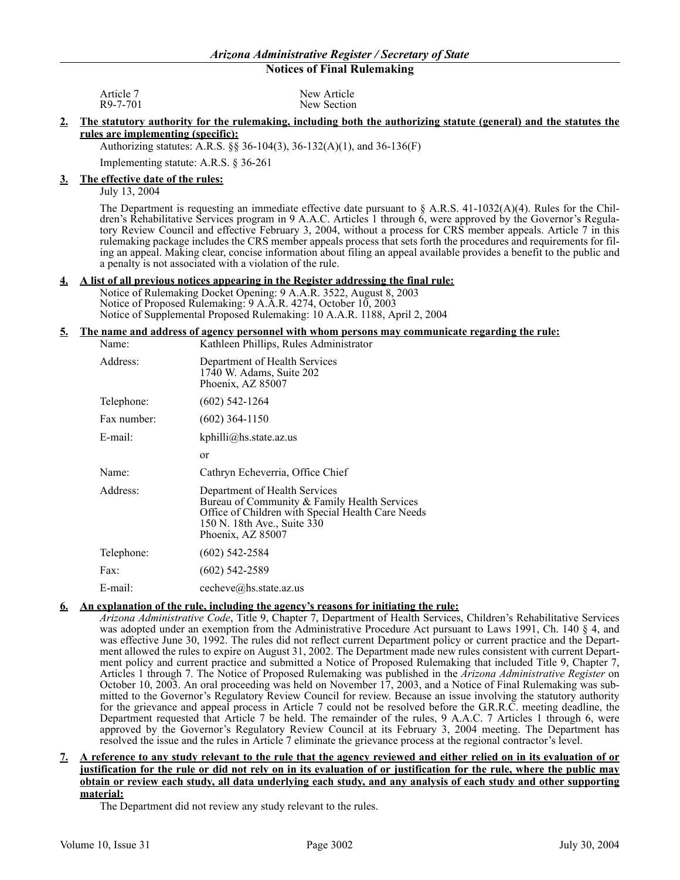| | |
|---|---|
| Article 7 | New Article |
| R9-7-701 | New Section |

**2. The statutory authority for the rulemaking, including both the authorizing statute (general) and the statutes the rules are implementing (specific):**

Authorizing statutes: A.R.S. §§ 36-104(3), 36-132(A)(1), and 36-136(F)

Implementing statute: A.R.S. § 36-261

**3. The effective date of the rules:**

July 13, 2004

The Department is requesting an immediate effective date pursuant to § A.R.S. 41-1032(A)(4). Rules for the Children's Rehabilitative Services program in 9 A.A.C. Articles 1 through 6, were approved by the Governor's Regulatory Review Council and effective February 3, 2004, without a process for CRS member appeals. Article 7 in this rulemaking package includes the CRS member appeals process that sets forth the procedures and requirements for filing an appeal. Making clear, concise information about filing an appeal available provides a benefit to the public and a penalty is not associated with a violation of the rule.

**4. A list of all previous notices appearing in the Register addressing the final rule:**

Notice of Rulemaking Docket Opening: 9 A.A.R. 3522, August 8, 2003
Notice of Proposed Rulemaking: 9 A.A.R. 4274, October 10, 2003
Notice of Supplemental Proposed Rulemaking: 10 A.A.R. 1188, April 2, 2004

**5. The name and address of agency personnel with whom persons may communicate regarding the rule:**

| | |
|---|---|
| Name: | Kathleen Phillips, Rules Administrator |
| Address: | Department of Health Services<br>1740 W. Adams, Suite 202<br>Phoenix, AZ 85007 |
| Telephone: | (602) 542-1264 |
| Fax number: | (602) 364-1150 |
| E-mail: | kphilli@hs.state.az.us |
| | or |
| Name: | Cathryn Echeverria, Office Chief |
| Address: | Department of Health Services<br>Bureau of Community & Family Health Services<br>Office of Children with Special Health Care Needs<br>150 N. 18th Ave., Suite 330<br>Phoenix, AZ 85007 |
| Telephone: | (602) 542-2584 |
| Fax: | (602) 542-2589 |
| E-mail: | cecheve@hs.state.az.us |

**6. An explanation of the rule, including the agency's reasons for initiating the rule:**

*Arizona Administrative Code*, Title 9, Chapter 7, Department of Health Services, Children's Rehabilitative Services was adopted under an exemption from the Administrative Procedure Act pursuant to Laws 1991, Ch. 140 § 4, and was effective June 30, 1992. The rules did not reflect current Department policy or current practice and the Department allowed the rules to expire on August 31, 2002. The Department made new rules consistent with current Department policy and current practice and submitted a Notice of Proposed Rulemaking that included Title 9, Chapter 7, Articles 1 through 7. The Notice of Proposed Rulemaking was published in the *Arizona Administrative Register* on October 10, 2003. An oral proceeding was held on November 17, 2003, and a Notice of Final Rulemaking was submitted to the Governor's Regulatory Review Council for review. Because an issue involving the statutory authority for the grievance and appeal process in Article 7 could not be resolved before the G.R.R.C. meeting deadline, the Department requested that Article 7 be held. The remainder of the rules, 9 A.A.C. 7 Articles 1 through 6, were approved by the Governor's Regulatory Review Council at its February 3, 2004 meeting. The Department has resolved the issue and the rules in Article 7 eliminate the grievance process at the regional contractor's level.

**7. A reference to any study relevant to the rule that the agency reviewed and either relied on in its evaluation of or justification for the rule or did not rely on in its evaluation of or justification for the rule, where the public may obtain or review each study, all data underlying each study, and any analysis of each study and other supporting material:**

The Department did not review any study relevant to the rules.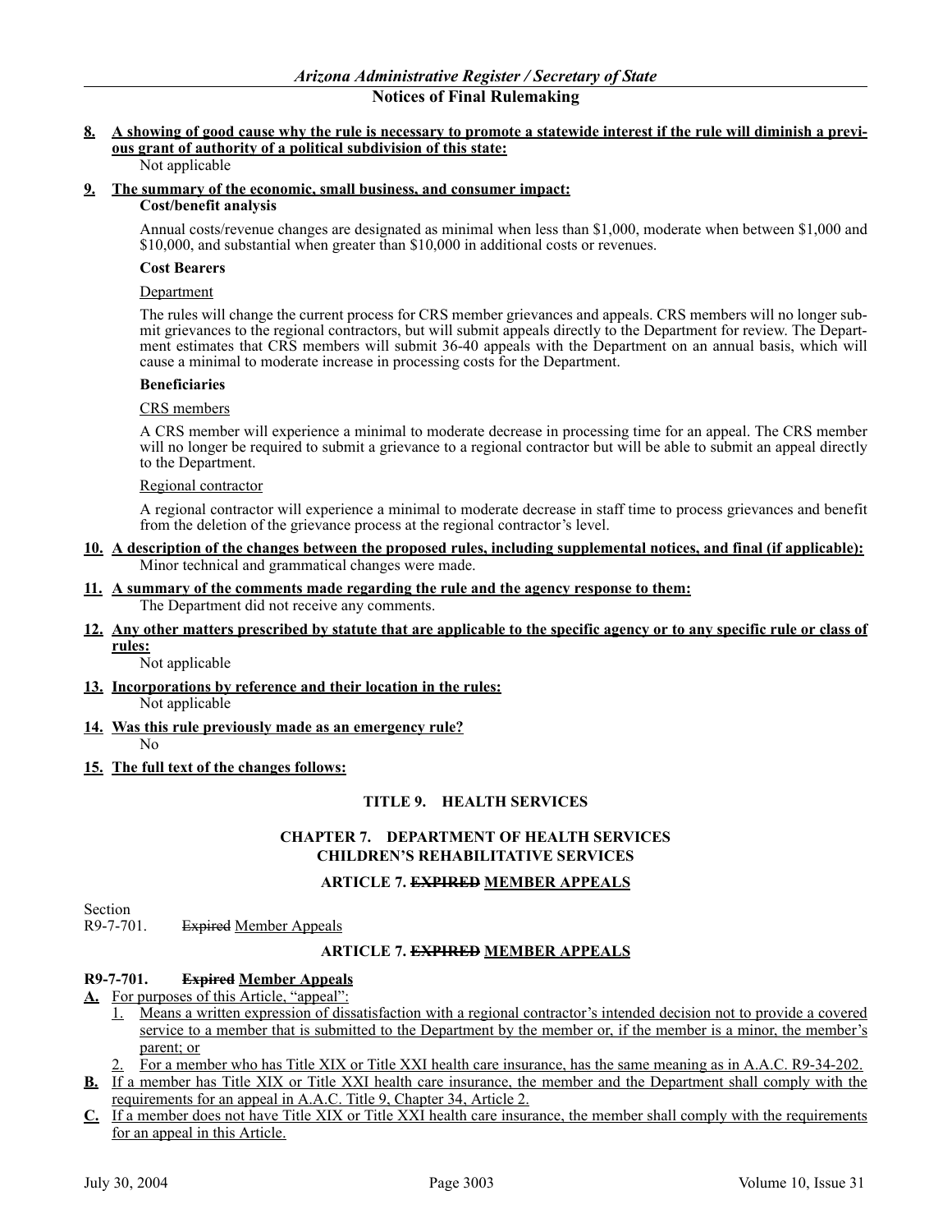**8. A showing of good cause why the rule is necessary to promote a statewide interest if the rule will diminish a previous grant of authority of a political subdivision of this state:**

Not applicable

**9. The summary of the economic, small business, and consumer impact:**

**Cost/benefit analysis**

Annual costs/revenue changes are designated as minimal when less than $1,000, moderate when between $1,000 and $10,000, and substantial when greater than $10,000 in additional costs or revenues.

**Cost Bearers**

Department

The rules will change the current process for CRS member grievances and appeals. CRS members will no longer submit grievances to the regional contractors, but will submit appeals directly to the Department for review. The Department estimates that CRS members will submit 36-40 appeals with the Department on an annual basis, which will cause a minimal to moderate increase in processing costs for the Department.

**Beneficiaries**

CRS members

A CRS member will experience a minimal to moderate decrease in processing time for an appeal. The CRS member will no longer be required to submit a grievance to a regional contractor but will be able to submit an appeal directly to the Department.

Regional contractor

A regional contractor will experience a minimal to moderate decrease in staff time to process grievances and benefit from the deletion of the grievance process at the regional contractor's level.

**10. A description of the changes between the proposed rules, including supplemental notices, and final (if applicable):**

Minor technical and grammatical changes were made.

**11. A summary of the comments made regarding the rule and the agency response to them:**

The Department did not receive any comments.

**12. Any other matters prescribed by statute that are applicable to the specific agency or to any specific rule or class of rules:**

Not applicable

**13. Incorporations by reference and their location in the rules:**

Not applicable

**14. Was this rule previously made as an emergency rule?**

No

**15. The full text of the changes follows:**

## TITLE 9. HEALTH SERVICES

## CHAPTER 7. DEPARTMENT OF HEALTH SERVICES CHILDREN'S REHABILITATIVE SERVICES

## ARTICLE 7. ~~EXPIRED~~ MEMBER APPEALS

Section
R9-7-701. ~~Expired~~ Member Appeals

## ARTICLE 7. ~~EXPIRED~~ MEMBER APPEALS

**R9-7-701. ~~Expired~~ Member Appeals**

**A.** For purposes of this Article, "appeal":

1. Means a written expression of dissatisfaction with a regional contractor's intended decision not to provide a covered service to a member that is submitted to the Department by the member or, if the member is a minor, the member's parent; or
2. For a member who has Title XIX or Title XXI health care insurance, has the same meaning as in A.A.C. R9-34-202.

**B.** If a member has Title XIX or Title XXI health care insurance, the member and the Department shall comply with the requirements for an appeal in A.A.C. Title 9, Chapter 34, Article 2.

**C.** If a member does not have Title XIX or Title XXI health care insurance, the member shall comply with the requirements for an appeal in this Article.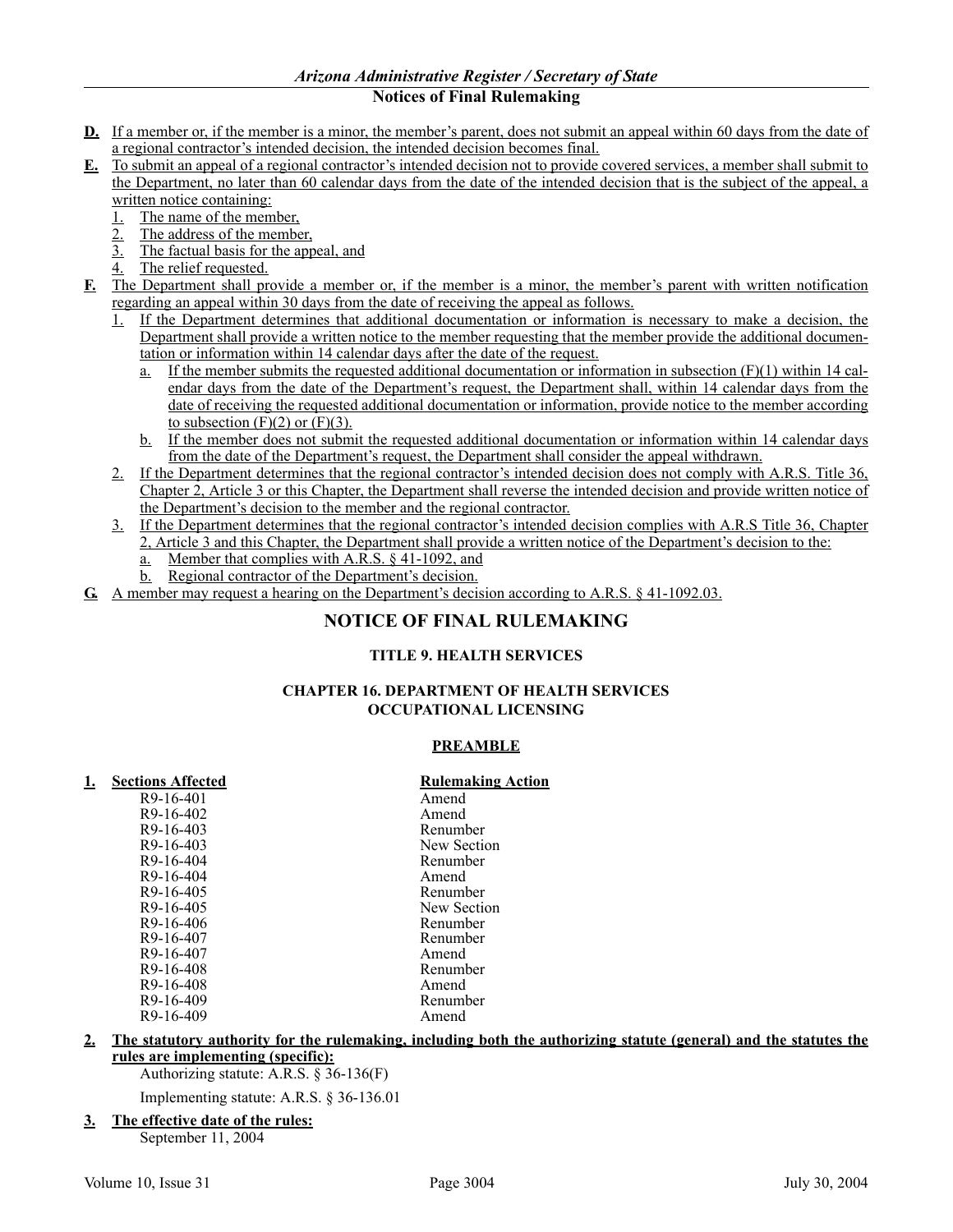**D.** If a member or, if the member is a minor, the member's parent, does not submit an appeal within 60 days from the date of a regional contractor's intended decision, the intended decision becomes final.

**E.** To submit an appeal of a regional contractor's intended decision not to provide covered services, a member shall submit to the Department, no later than 60 calendar days from the date of the intended decision that is the subject of the appeal, a written notice containing:

1. The name of the member,
2. The address of the member,
3. The factual basis for the appeal, and
4. The relief requested.

**F.** The Department shall provide a member or, if the member is a minor, the member's parent with written notification regarding an appeal within 30 days from the date of receiving the appeal as follows.

1. If the Department determines that additional documentation or information is necessary to make a decision, the Department shall provide a written notice to the member requesting that the member provide the additional documentation or information within 14 calendar days after the date of the request.
   a. If the member submits the requested additional documentation or information in subsection (F)(1) within 14 calendar days from the date of the Department's request, the Department shall, within 14 calendar days from the date of receiving the requested additional documentation or information, provide notice to the member according to subsection (F)(2) or (F)(3).
   b. If the member does not submit the requested additional documentation or information within 14 calendar days from the date of the Department's request, the Department shall consider the appeal withdrawn.
2. If the Department determines that the regional contractor's intended decision does not comply with A.R.S. Title 36, Chapter 2, Article 3 or this Chapter, the Department shall reverse the intended decision and provide written notice of the Department's decision to the member and the regional contractor.
3. If the Department determines that the regional contractor's intended decision complies with A.R.S Title 36, Chapter 2, Article 3 and this Chapter, the Department shall provide a written notice of the Department's decision to the:
   a. Member that complies with A.R.S. § 41-1092, and
   b. Regional contractor of the Department's decision.

**G.** A member may request a hearing on the Department's decision according to A.R.S. § 41-1092.03.

## NOTICE OF FINAL RULEMAKING

### TITLE 9. HEALTH SERVICES

### CHAPTER 16. DEPARTMENT OF HEALTH SERVICES OCCUPATIONAL LICENSING

### PREAMBLE

**1. Sections Affected** — **Rulemaking Action**

| Sections Affected | Rulemaking Action |
|---|---|
| R9-16-401 | Amend |
| R9-16-402 | Amend |
| R9-16-403 | Renumber |
| R9-16-403 | New Section |
| R9-16-404 | Renumber |
| R9-16-404 | Amend |
| R9-16-405 | Renumber |
| R9-16-405 | New Section |
| R9-16-406 | Renumber |
| R9-16-407 | Renumber |
| R9-16-407 | Amend |
| R9-16-408 | Renumber |
| R9-16-408 | Amend |
| R9-16-409 | Renumber |
| R9-16-409 | Amend |

**2. The statutory authority for the rulemaking, including both the authorizing statute (general) and the statutes the rules are implementing (specific):**

Authorizing statute: A.R.S. § 36-136(F)

Implementing statute: A.R.S. § 36-136.01

**3. The effective date of the rules:**

September 11, 2004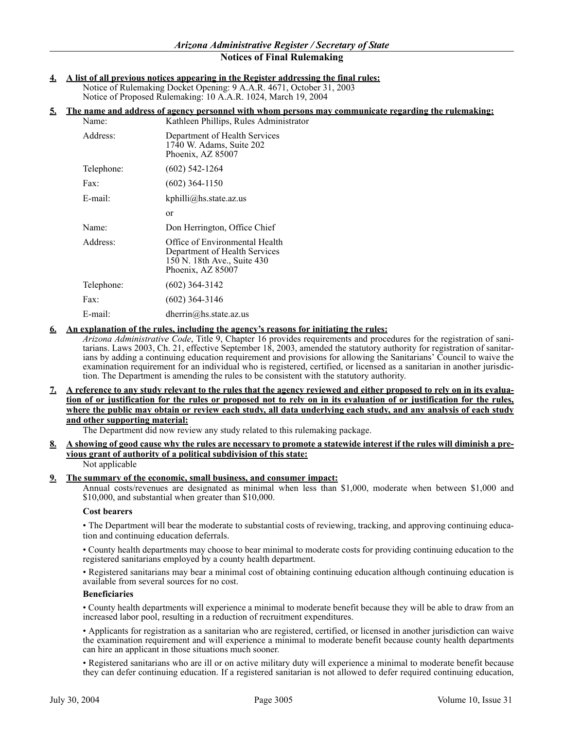**4. A list of all previous notices appearing in the Register addressing the final rules:**

Notice of Rulemaking Docket Opening: 9 A.A.R. 4671, October 31, 2003

Notice of Proposed Rulemaking: 10 A.A.R. 1024, March 19, 2004

**5. The name and address of agency personnel with whom persons may communicate regarding the rulemaking:**

| | |
|---|---|
| Name: | Kathleen Phillips, Rules Administrator |
| Address: | Department of Health Services<br>1740 W. Adams, Suite 202<br>Phoenix, AZ 85007 |
| Telephone: | (602) 542-1264 |
| Fax: | (602) 364-1150 |
| E-mail: | kphilli@hs.state.az.us |
| | or |
| Name: | Don Herrington, Office Chief |
| Address: | Office of Environmental Health<br>Department of Health Services<br>150 N. 18th Ave., Suite 430<br>Phoenix, AZ 85007 |
| Telephone: | (602) 364-3142 |
| Fax: | (602) 364-3146 |
| E-mail: | dherrin@hs.state.az.us |

**6. An explanation of the rules, including the agency's reasons for initiating the rules:**

*Arizona Administrative Code*, Title 9, Chapter 16 provides requirements and procedures for the registration of sanitarians. Laws 2003, Ch. 21, effective September 18, 2003, amended the statutory authority for registration of sanitarians by adding a continuing education requirement and provisions for allowing the Sanitarians' Council to waive the examination requirement for an individual who is registered, certified, or licensed as a sanitarian in another jurisdiction. The Department is amending the rules to be consistent with the statutory authority.

**7. A reference to any study relevant to the rules that the agency reviewed and either proposed to rely on in its evaluation of or justification for the rules or proposed not to rely on in its evaluation of or justification for the rules, where the public may obtain or review each study, all data underlying each study, and any analysis of each study and other supporting material:**

The Department did now review any study related to this rulemaking package.

**8. A showing of good cause why the rules are necessary to promote a statewide interest if the rules will diminish a previous grant of authority of a political subdivision of this state:**

Not applicable

**9. The summary of the economic, small business, and consumer impact:**

Annual costs/revenues are designated as minimal when less than $1,000, moderate when between $1,000 and $10,000, and substantial when greater than $10,000.

**Cost bearers**

- The Department will bear the moderate to substantial costs of reviewing, tracking, and approving continuing education and continuing education deferrals.
- County health departments may choose to bear minimal to moderate costs for providing continuing education to the registered sanitarians employed by a county health department.
- Registered sanitarians may bear a minimal cost of obtaining continuing education although continuing education is available from several sources for no cost.

**Beneficiaries**

- County health departments will experience a minimal to moderate benefit because they will be able to draw from an increased labor pool, resulting in a reduction of recruitment expenditures.
- Applicants for registration as a sanitarian who are registered, certified, or licensed in another jurisdiction can waive the examination requirement and will experience a minimal to moderate benefit because county health departments can hire an applicant in those situations much sooner.
- Registered sanitarians who are ill or on active military duty will experience a minimal to moderate benefit because they can defer continuing education. If a registered sanitarian is not allowed to defer required continuing education,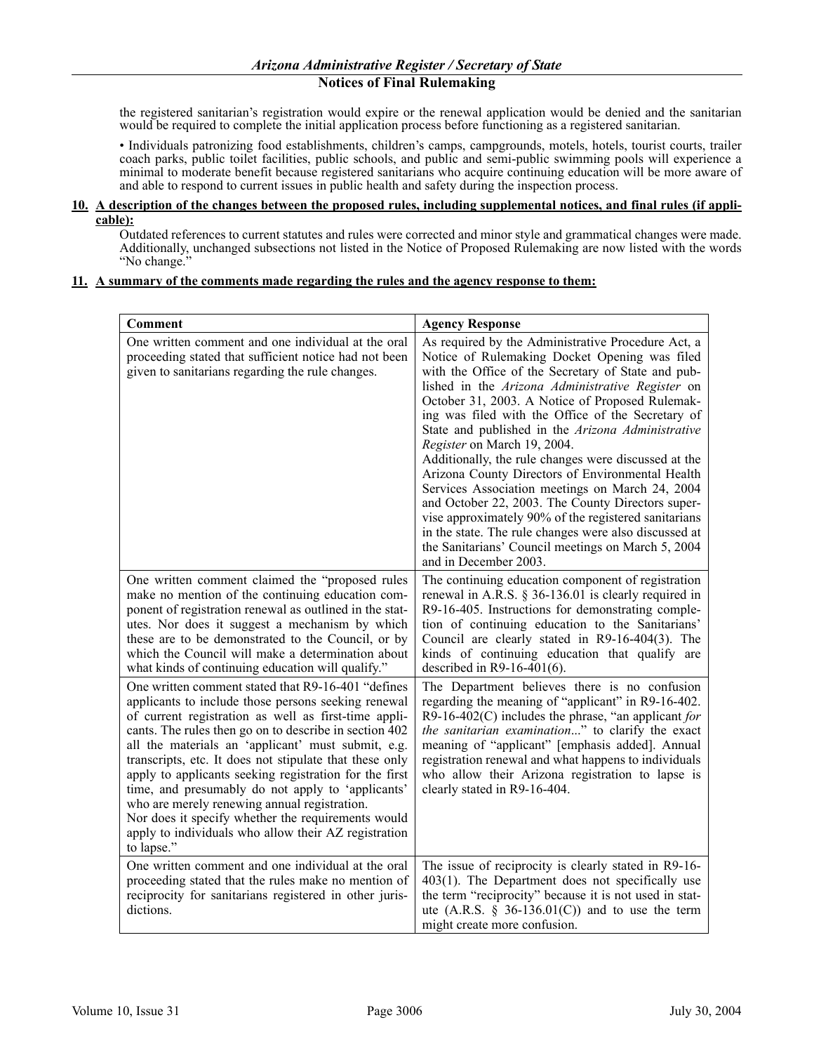the registered sanitarian's registration would expire or the renewal application would be denied and the sanitarian would be required to complete the initial application process before functioning as a registered sanitarian.

- Individuals patronizing food establishments, children's camps, campgrounds, motels, hotels, tourist courts, trailer coach parks, public toilet facilities, public schools, and public and semi-public swimming pools will experience a minimal to moderate benefit because registered sanitarians who acquire continuing education will be more aware of and able to respond to current issues in public health and safety during the inspection process.

**10. A description of the changes between the proposed rules, including supplemental notices, and final rules (if applicable):**

Outdated references to current statutes and rules were corrected and minor style and grammatical changes were made. Additionally, unchanged subsections not listed in the Notice of Proposed Rulemaking are now listed with the words "No change."

**11. A summary of the comments made regarding the rules and the agency response to them:**

| Comment | Agency Response |
|---|---|
| One written comment and one individual at the oral proceeding stated that sufficient notice had not been given to sanitarians regarding the rule changes. | As required by the Administrative Procedure Act, a Notice of Rulemaking Docket Opening was filed with the Office of the Secretary of State and published in the *Arizona Administrative Register* on October 31, 2003. A Notice of Proposed Rulemaking was filed with the Office of the Secretary of State and published in the *Arizona Administrative Register* on March 19, 2004. Additionally, the rule changes were discussed at the Arizona County Directors of Environmental Health Services Association meetings on March 24, 2004 and October 22, 2003. The County Directors supervise approximately 90% of the registered sanitarians in the state. The rule changes were also discussed at the Sanitarians' Council meetings on March 5, 2004 and in December 2003. |
| One written comment claimed the "proposed rules make no mention of the continuing education component of registration renewal as outlined in the statutes. Nor does it suggest a mechanism by which these are to be demonstrated to the Council, or by which the Council will make a determination about what kinds of continuing education will qualify." | The continuing education component of registration renewal in A.R.S. § 36-136.01 is clearly required in R9-16-405. Instructions for demonstrating completion of continuing education to the Sanitarians' Council are clearly stated in R9-16-404(3). The kinds of continuing education that qualify are described in R9-16-401(6). |
| One written comment stated that R9-16-401 "defines applicants to include those persons seeking renewal of current registration as well as first-time applicants. The rules then go on to describe in section 402 all the materials an 'applicant' must submit, e.g. transcripts, etc. It does not stipulate that these only apply to applicants seeking registration for the first time, and presumably do not apply to 'applicants' who are merely renewing annual registration. Nor does it specify whether the requirements would apply to individuals who allow their AZ registration to lapse." | The Department believes there is no confusion regarding the meaning of "applicant" in R9-16-402. R9-16-402(C) includes the phrase, "an applicant *for the sanitarian examination*..." to clarify the exact meaning of "applicant" [emphasis added]. Annual registration renewal and what happens to individuals who allow their Arizona registration to lapse is clearly stated in R9-16-404. |
| One written comment and one individual at the oral proceeding stated that the rules make no mention of reciprocity for sanitarians registered in other jurisdictions. | The issue of reciprocity is clearly stated in R9-16-403(1). The Department does not specifically use the term "reciprocity" because it is not used in statute (A.R.S. § 36-136.01(C)) and to use the term might create more confusion. |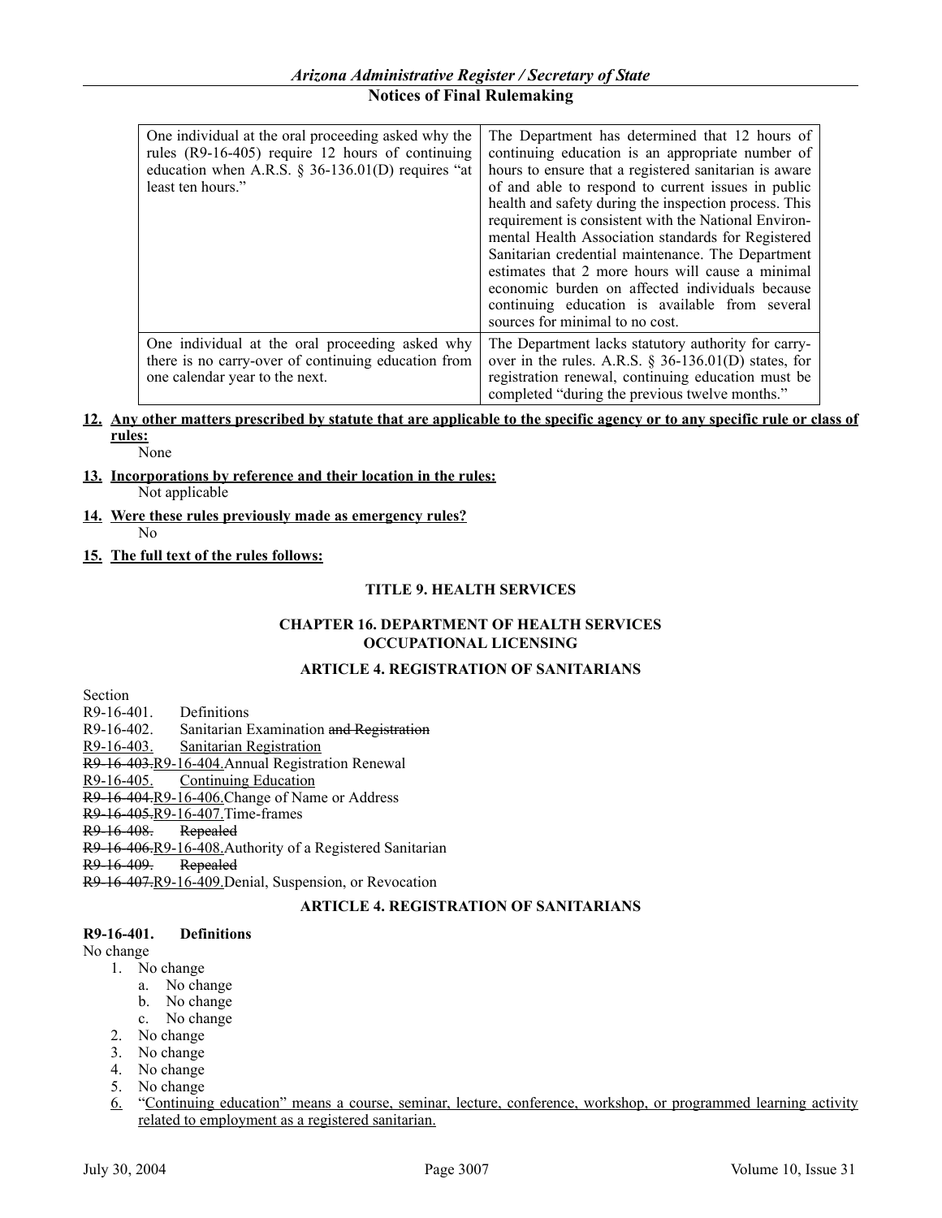| One individual at the oral proceeding asked why the rules (R9-16-405) require 12 hours of continuing education when A.R.S. § 36-136.01(D) requires "at least ten hours." | The Department has determined that 12 hours of continuing education is an appropriate number of hours to ensure that a registered sanitarian is aware of and able to respond to current issues in public health and safety during the inspection process. This requirement is consistent with the National Environmental Health Association standards for Registered Sanitarian credential maintenance. The Department estimates that 2 more hours will cause a minimal economic burden on affected individuals because continuing education is available from several sources for minimal to no cost. |
|---|---|
| One individual at the oral proceeding asked why there is no carry-over of continuing education from one calendar year to the next. | The Department lacks statutory authority for carry-over in the rules. A.R.S. § 36-136.01(D) states, for registration renewal, continuing education must be completed "during the previous twelve months." |

**12. Any other matters prescribed by statute that are applicable to the specific agency or to any specific rule or class of rules:**

None

**13. Incorporations by reference and their location in the rules:**

Not applicable

**14. Were these rules previously made as emergency rules?**

No

**15. The full text of the rules follows:**

## TITLE 9. HEALTH SERVICES

## CHAPTER 16. DEPARTMENT OF HEALTH SERVICES OCCUPATIONAL LICENSING

## ARTICLE 4. REGISTRATION OF SANITARIANS

Section

R9-16-401. Definitions

R9-16-402. Sanitarian Examination ~~and Registration~~

R9-16-403. Sanitarian Registration

~~R9-16-403.~~R9-16-404. Annual Registration Renewal

R9-16-405. Continuing Education

~~R9-16-404.~~R9-16-406. Change of Name or Address

~~R9-16-405.~~R9-16-407. Time-frames

~~R9-16-408. Repealed~~

~~R9-16-406.~~R9-16-408. Authority of a Registered Sanitarian

~~R9-16-409. Repealed~~

~~R9-16-407.~~R9-16-409. Denial, Suspension, or Revocation

## ARTICLE 4. REGISTRATION OF SANITARIANS

**R9-16-401. Definitions**

No change

1. No change
   a. No change
   b. No change
   c. No change
2. No change
3. No change
4. No change
5. No change
6. "Continuing education" means a course, seminar, lecture, conference, workshop, or programmed learning activity related to employment as a registered sanitarian.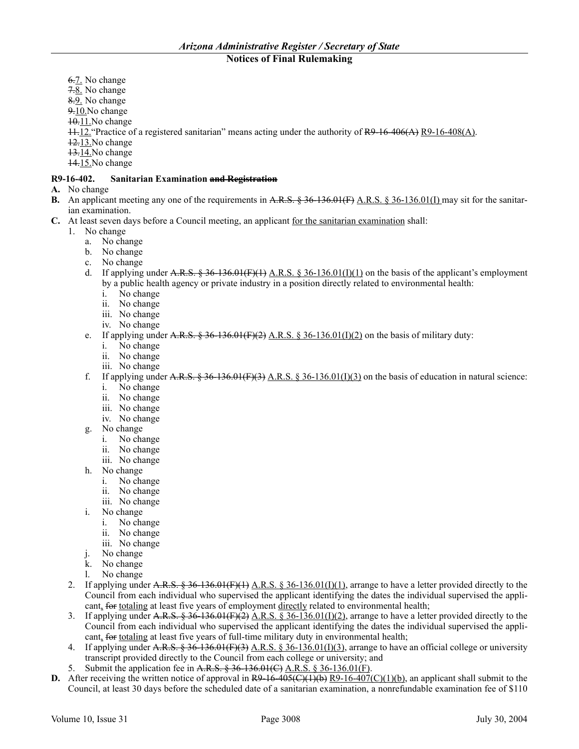~~6.~~7. No change
~~7.~~8. No change
~~8.~~9. No change
~~9.~~10.No change
~~10.~~11.No change
~~11.~~12."Practice of a registered sanitarian" means acting under the authority of ~~R9-16-406(A)~~ R9-16-408(A).
~~12.~~13.No change
~~13.~~14.No change
~~14.~~15.No change

**R9-16-402. Sanitarian Examination ~~and Registration~~**

**A.** No change

**B.** An applicant meeting any one of the requirements in ~~A.R.S. § 36-136.01(F)~~ A.R.S. § 36-136.01(I) may sit for the sanitarian examination.

**C.** At least seven days before a Council meeting, an applicant for the sanitarian examination shall:

1. No change
   - a. No change
   - b. No change
   - c. No change
   - d. If applying under ~~A.R.S. § 36-136.01(F)(1)~~ A.R.S. § 36-136.01(I)(1) on the basis of the applicant's employment by a public health agency or private industry in a position directly related to environmental health:
     - i. No change
     - ii. No change
     - iii. No change
     - iv. No change
   - e. If applying under ~~A.R.S. § 36-136.01(F)(2)~~ A.R.S. § 36-136.01(I)(2) on the basis of military duty:
     - i. No change
     - ii. No change
     - iii. No change
   - f. If applying under ~~A.R.S. § 36-136.01(F)(3)~~ A.R.S. § 36-136.01(I)(3) on the basis of education in natural science:
     - i. No change
     - ii. No change
     - iii. No change
     - iv. No change
   - g. No change
     - i. No change
     - ii. No change
     - iii. No change
   - h. No change
     - i. No change
     - ii. No change
     - iii. No change
   - i. No change
     - i. No change
     - ii. No change
     - iii. No change
   - j. No change
   - k. No change
   - l. No change
2. If applying under ~~A.R.S. § 36-136.01(F)(1)~~ A.R.S. § 36-136.01(I)(1), arrange to have a letter provided directly to the Council from each individual who supervised the applicant identifying the dates the individual supervised the applicant, ~~for~~ totaling at least five years of employment directly related to environmental health;
3. If applying under ~~A.R.S. § 36-136.01(F)(2)~~ A.R.S. § 36-136.01(I)(2), arrange to have a letter provided directly to the Council from each individual who supervised the applicant identifying the dates the individual supervised the applicant, ~~for~~ totaling at least five years of full-time military duty in environmental health;
4. If applying under ~~A.R.S. § 36-136.01(F)(3)~~ A.R.S. § 36-136.01(I)(3), arrange to have an official college or university transcript provided directly to the Council from each college or university; and
5. Submit the application fee in ~~A.R.S. § 36-136.01(C)~~ A.R.S. § 36-136.01(F).

**D.** After receiving the written notice of approval in ~~R9-16-405(C)(1)(b)~~ R9-16-407(C)(1)(b), an applicant shall submit to the Council, at least 30 days before the scheduled date of a sanitarian examination, a nonrefundable examination fee of $110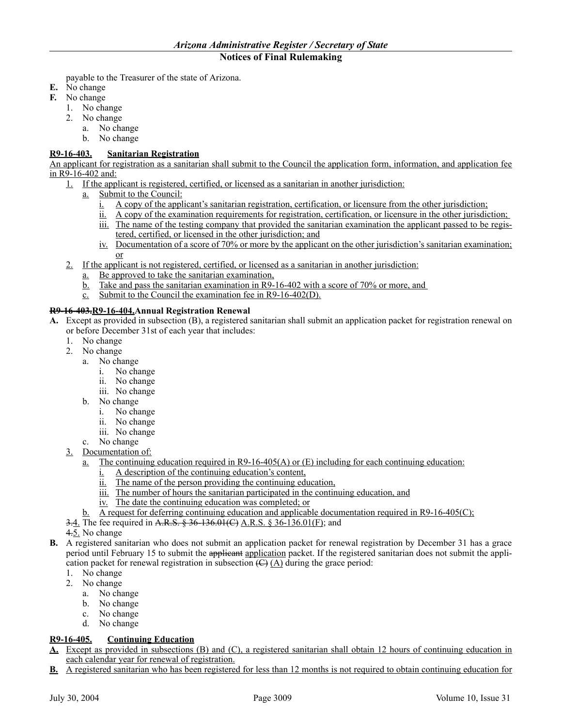payable to the Treasurer of the state of Arizona.

**E.** No change

**F.** No change

1. No change
2. No change
   a. No change
   b. No change

**R9-16-403. Sanitarian Registration**

An applicant for registration as a sanitarian shall submit to the Council the application form, information, and application fee in R9-16-402 and:

1. If the applicant is registered, certified, or licensed as a sanitarian in another jurisdiction:
   a. Submit to the Council:
      i. A copy of the applicant's sanitarian registration, certification, or licensure from the other jurisdiction;
      ii. A copy of the examination requirements for registration, certification, or licensure in the other jurisdiction;
      iii. The name of the testing company that provided the sanitarian examination the applicant passed to be registered, certified, or licensed in the other jurisdiction; and
      iv. Documentation of a score of 70% or more by the applicant on the other jurisdiction's sanitarian examination; or
2. If the applicant is not registered, certified, or licensed as a sanitarian in another jurisdiction:
   a. Be approved to take the sanitarian examination,
   b. Take and pass the sanitarian examination in R9-16-402 with a score of 70% or more, and
   c. Submit to the Council the examination fee in R9-16-402(D).

**~~R9-16-403.~~R9-16-404. Annual Registration Renewal**

**A.** Except as provided in subsection (B), a registered sanitarian shall submit an application packet for registration renewal on or before December 31st of each year that includes:

1. No change
2. No change
   a. No change
      i. No change
      ii. No change
      iii. No change
   b. No change
      i. No change
      ii. No change
      iii. No change
   c. No change
3. Documentation of:
   a. The continuing education required in R9-16-405(A) or (E) including for each continuing education:
      i. A description of the continuing education's content,
      ii. The name of the person providing the continuing education,
      iii. The number of hours the sanitarian participated in the continuing education, and
      iv. The date the continuing education was completed; or
   b. A request for deferring continuing education and applicable documentation required in R9-16-405(C);

~~3.~~4. The fee required in ~~A.R.S. § 36-136.01(C)~~ A.R.S. § 36-136.01(F); and

~~4.~~5. No change

**B.** A registered sanitarian who does not submit an application packet for renewal registration by December 31 has a grace period until February 15 to submit the ~~applicant~~ application packet. If the registered sanitarian does not submit the application packet for renewal registration in subsection ~~(C)~~ (A) during the grace period:

1. No change
2. No change
   a. No change
   b. No change
   c. No change
   d. No change

**R9-16-405. Continuing Education**

**A.** Except as provided in subsections (B) and (C), a registered sanitarian shall obtain 12 hours of continuing education in each calendar year for renewal of registration.

**B.** A registered sanitarian who has been registered for less than 12 months is not required to obtain continuing education for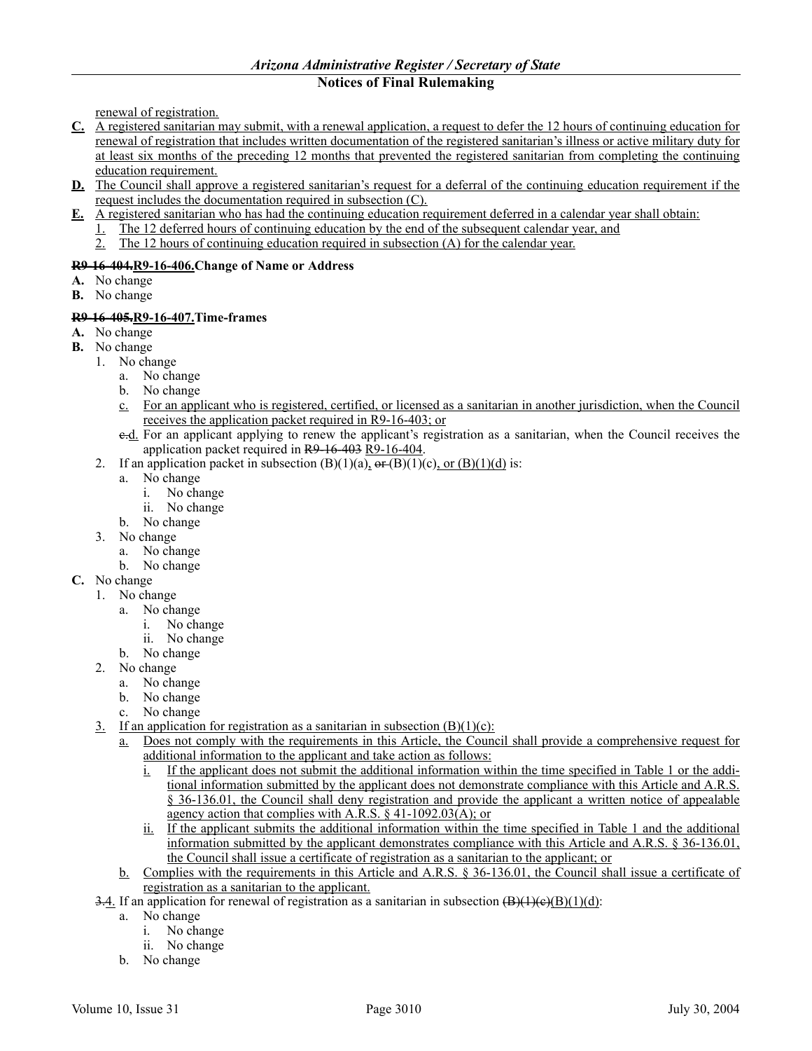renewal of registration.

**C.** A registered sanitarian may submit, with a renewal application, a request to defer the 12 hours of continuing education for renewal of registration that includes written documentation of the registered sanitarian's illness or active military duty for at least six months of the preceding 12 months that prevented the registered sanitarian from completing the continuing education requirement.

**D.** The Council shall approve a registered sanitarian's request for a deferral of the continuing education requirement if the request includes the documentation required in subsection (C).

**E.** A registered sanitarian who has had the continuing education requirement deferred in a calendar year shall obtain:

1. The 12 deferred hours of continuing education by the end of the subsequent calendar year, and
2. The 12 hours of continuing education required in subsection (A) for the calendar year.

**~~R9-16-404.~~R9-16-406. Change of Name or Address**

**A.** No change

**B.** No change

**~~R9-16-405.~~R9-16-407. Time-frames**

**A.** No change

**B.** No change

1. No change
   a. No change
   b. No change
   c. For an applicant who is registered, certified, or licensed as a sanitarian in another jurisdiction, when the Council receives the application packet required in R9-16-403; or
   ~~c.~~d. For an applicant applying to renew the applicant's registration as a sanitarian, when the Council receives the application packet required in ~~R9-16-403~~ R9-16-404.
2. If an application packet in subsection (B)(1)(a), ~~or~~ (B)(1)(c), or (B)(1)(d) is:
   a. No change
      i. No change
      ii. No change
   b. No change
3. No change
   a. No change
   b. No change

**C.** No change

1. No change
   a. No change
      i. No change
      ii. No change
   b. No change
2. No change
   a. No change
   b. No change
   c. No change
3. If an application for registration as a sanitarian in subsection (B)(1)(c):
   a. Does not comply with the requirements in this Article, the Council shall provide a comprehensive request for additional information to the applicant and take action as follows:
      i. If the applicant does not submit the additional information within the time specified in Table 1 or the additional information submitted by the applicant does not demonstrate compliance with this Article and A.R.S. § 36-136.01, the Council shall deny registration and provide the applicant a written notice of appealable agency action that complies with A.R.S. § 41-1092.03(A); or
      ii. If the applicant submits the additional information within the time specified in Table 1 and the additional information submitted by the applicant demonstrates compliance with this Article and A.R.S. § 36-136.01, the Council shall issue a certificate of registration as a sanitarian to the applicant; or
   b. Complies with the requirements in this Article and A.R.S. § 36-136.01, the Council shall issue a certificate of registration as a sanitarian to the applicant.

~~3.~~4. If an application for renewal of registration as a sanitarian in subsection ~~(B)(1)(c)~~(B)(1)(d):
   a. No change
      i. No change
      ii. No change
   b. No change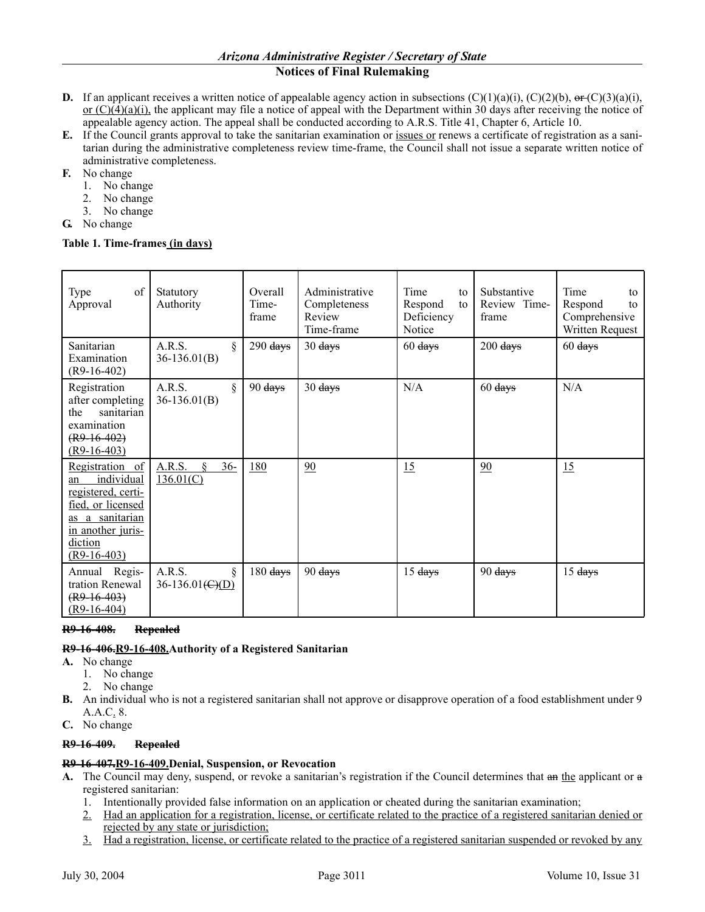**D.** If an applicant receives a written notice of appealable agency action in subsections (C)(1)(a)(i), (C)(2)(b), ~~or~~ (C)(3)(a)(i), or (C)(4)(a)(i), the applicant may file a notice of appeal with the Department within 30 days after receiving the notice of appealable agency action. The appeal shall be conducted according to A.R.S. Title 41, Chapter 6, Article 10.

**E.** If the Council grants approval to take the sanitarian examination or issues or renews a certificate of registration as a sanitarian during the administrative completeness review time-frame, the Council shall not issue a separate written notice of administrative completeness.

**F.** No change
1. No change
2. No change
3. No change

**G.** No change

**Table 1. Time-frames (in days)**

| Type of Approval | Statutory Authority | Overall Time-frame | Administrative Completeness Review Time-frame | Time to Respond to Deficiency Notice | Substantive Review Time-frame | Time to Respond to Comprehensive Written Request |
|---|---|---|---|---|---|---|
| Sanitarian Examination (R9-16-402) | A.R.S. § 36-136.01(B) | 290 ~~days~~ | 30 ~~days~~ | 60 ~~days~~ | 200 ~~days~~ | 60 ~~days~~ |
| Registration after completing the sanitarian examination ~~(R9-16-402)~~ (R9-16-403) | A.R.S. § 36-136.01(B) | 90 ~~days~~ | 30 ~~days~~ | N/A | 60 ~~days~~ | N/A |
| Registration of an individual registered, certified, or licensed as a sanitarian in another jurisdiction (R9-16-403) | A.R.S. § 36-136.01(C) | 180 | 90 | 15 | 90 | 15 |
| Annual Registration Renewal ~~(R9-16-403)~~ (R9-16-404) | A.R.S. § 36-136.01~~(C)~~(D) | 180 ~~days~~ | 90 ~~days~~ | 15 ~~days~~ | 90 ~~days~~ | 15 ~~days~~ |

**~~R9-16-408.~~ ~~Repealed~~**

**~~R9-16-406.~~R9-16-408. Authority of a Registered Sanitarian**

**A.** No change
1. No change
2. No change

**B.** An individual who is not a registered sanitarian shall not approve or disapprove operation of a food establishment under 9 A.A.C. 8.

**C.** No change

**~~R9-16-409.~~ ~~Repealed~~**

**~~R9-16-407.~~R9-16-409. Denial, Suspension, or Revocation**

**A.** The Council may deny, suspend, or revoke a sanitarian's registration if the Council determines that ~~an~~ the applicant or ~~a~~ registered sanitarian:
1. Intentionally provided false information on an application or cheated during the sanitarian examination;
2. Had an application for a registration, license, or certificate related to the practice of a registered sanitarian denied or rejected by any state or jurisdiction;
3. Had a registration, license, or certificate related to the practice of a registered sanitarian suspended or revoked by any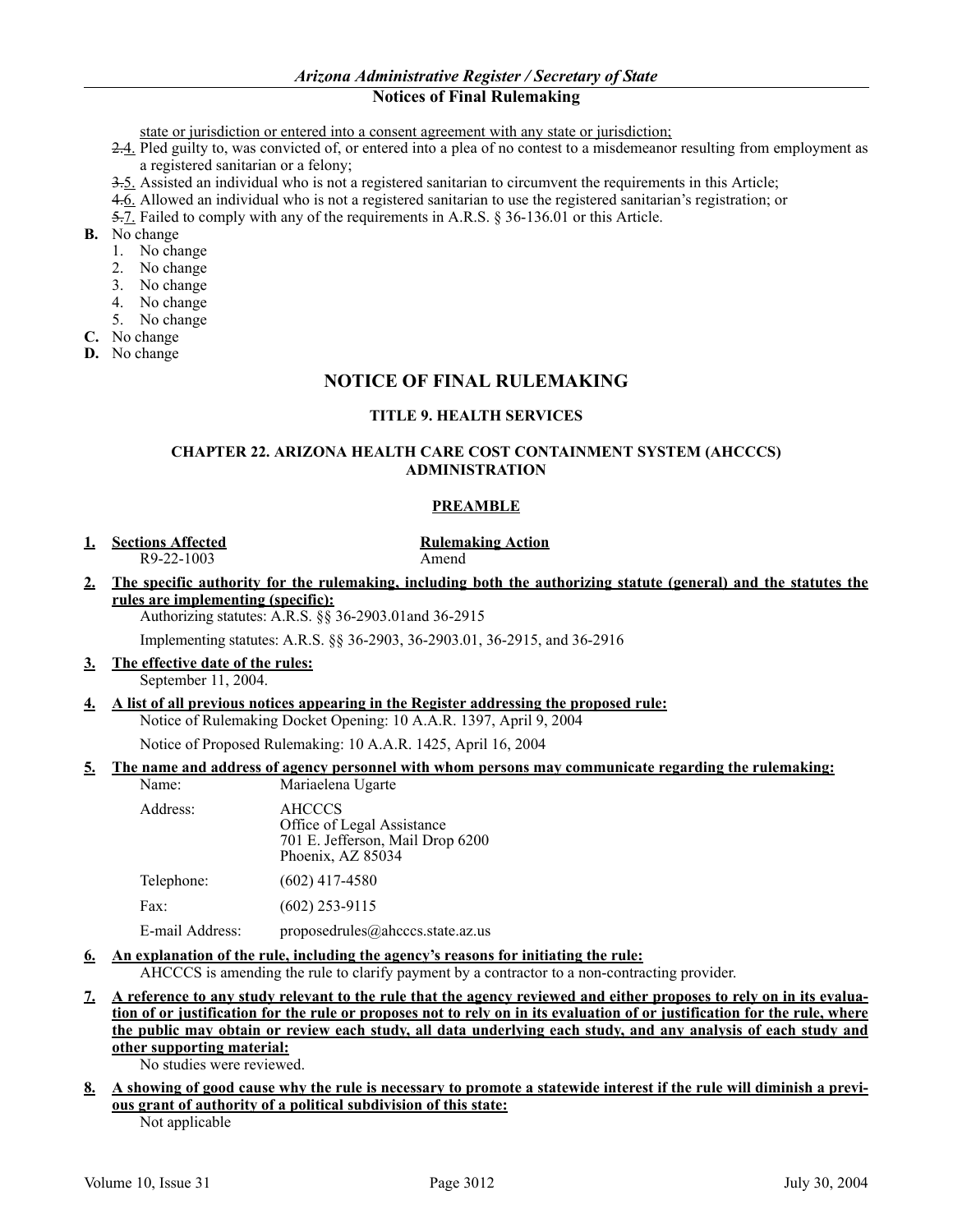state or jurisdiction or entered into a consent agreement with any state or jurisdiction;

~~2.~~4. Pled guilty to, was convicted of, or entered into a plea of no contest to a misdemeanor resulting from employment as a registered sanitarian or a felony;

~~3.~~5. Assisted an individual who is not a registered sanitarian to circumvent the requirements in this Article;

~~4.~~6. Allowed an individual who is not a registered sanitarian to use the registered sanitarian's registration; or

~~5.~~7. Failed to comply with any of the requirements in A.R.S. § 36-136.01 or this Article.

**B.** No change

1. No change
2. No change
3. No change
4. No change
5. No change

**C.** No change

**D.** No change

## NOTICE OF FINAL RULEMAKING

### TITLE 9. HEALTH SERVICES

### CHAPTER 22. ARIZONA HEALTH CARE COST CONTAINMENT SYSTEM (AHCCCS) ADMINISTRATION

### PREAMBLE

**1. Sections Affected** — **Rulemaking Action**

| Sections Affected | Rulemaking Action |
|---|---|
| R9-22-1003 | Amend |

**2. The specific authority for the rulemaking, including both the authorizing statute (general) and the statutes the rules are implementing (specific):**

Authorizing statutes: A.R.S. §§ 36-2903.01and 36-2915

Implementing statutes: A.R.S. §§ 36-2903, 36-2903.01, 36-2915, and 36-2916

**3. The effective date of the rules:**

September 11, 2004.

**4. A list of all previous notices appearing in the Register addressing the proposed rule:**

Notice of Rulemaking Docket Opening: 10 A.A.R. 1397, April 9, 2004

Notice of Proposed Rulemaking: 10 A.A.R. 1425, April 16, 2004

**5. The name and address of agency personnel with whom persons may communicate regarding the rulemaking:**

| | |
|---|---|
| Name: | Mariaelena Ugarte |
| Address: | AHCCCS<br>Office of Legal Assistance<br>701 E. Jefferson, Mail Drop 6200<br>Phoenix, AZ 85034 |
| Telephone: | (602) 417-4580 |
| Fax: | (602) 253-9115 |
| E-mail Address: | proposedrules@ahcccs.state.az.us |

**6. An explanation of the rule, including the agency's reasons for initiating the rule:**

AHCCCS is amending the rule to clarify payment by a contractor to a non-contracting provider.

**7. A reference to any study relevant to the rule that the agency reviewed and either proposes to rely on in its evaluation of or justification for the rule or proposes not to rely on in its evaluation of or justification for the rule, where the public may obtain or review each study, all data underlying each study, and any analysis of each study and other supporting material:**

No studies were reviewed.

**8. A showing of good cause why the rule is necessary to promote a statewide interest if the rule will diminish a previous grant of authority of a political subdivision of this state:**

Not applicable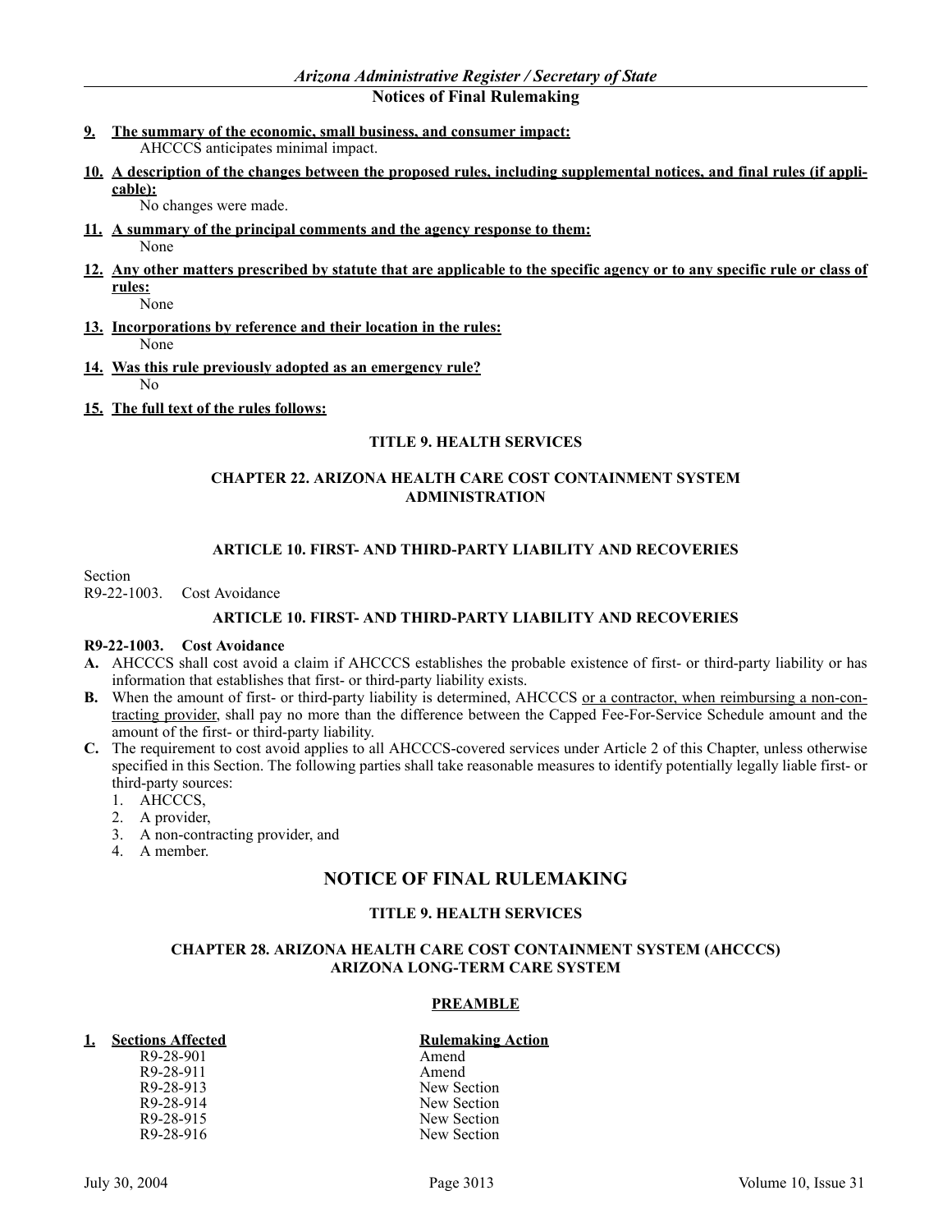**9. The summary of the economic, small business, and consumer impact:**

AHCCCS anticipates minimal impact.

**10. A description of the changes between the proposed rules, including supplemental notices, and final rules (if applicable):**

No changes were made.

**11. A summary of the principal comments and the agency response to them:**

None

**12. Any other matters prescribed by statute that are applicable to the specific agency or to any specific rule or class of rules:**

None

**13. Incorporations by reference and their location in the rules:**

None

**14. Was this rule previously adopted as an emergency rule?**

No

**15. The full text of the rules follows:**

### TITLE 9. HEALTH SERVICES

### CHAPTER 22. ARIZONA HEALTH CARE COST CONTAINMENT SYSTEM ADMINISTRATION

### ARTICLE 10. FIRST- AND THIRD-PARTY LIABILITY AND RECOVERIES

Section

R9-22-1003. Cost Avoidance

### ARTICLE 10. FIRST- AND THIRD-PARTY LIABILITY AND RECOVERIES

**R9-22-1003. Cost Avoidance**

**A.** AHCCCS shall cost avoid a claim if AHCCCS establishes the probable existence of first- or third-party liability or has information that establishes that first- or third-party liability exists.

**B.** When the amount of first- or third-party liability is determined, AHCCCS or a contractor, when reimbursing a non-contracting provider, shall pay no more than the difference between the Capped Fee-For-Service Schedule amount and the amount of the first- or third-party liability.

**C.** The requirement to cost avoid applies to all AHCCCS-covered services under Article 2 of this Chapter, unless otherwise specified in this Section. The following parties shall take reasonable measures to identify potentially legally liable first- or third-party sources:

1. AHCCCS,
2. A provider,
3. A non-contracting provider, and
4. A member.

## NOTICE OF FINAL RULEMAKING

### TITLE 9. HEALTH SERVICES

### CHAPTER 28. ARIZONA HEALTH CARE COST CONTAINMENT SYSTEM (AHCCCS) ARIZONA LONG-TERM CARE SYSTEM

### PREAMBLE

**1.**

| Sections Affected | Rulemaking Action |
|---|---|
| R9-28-901 | Amend |
| R9-28-911 | Amend |
| R9-28-913 | New Section |
| R9-28-914 | New Section |
| R9-28-915 | New Section |
| R9-28-916 | New Section |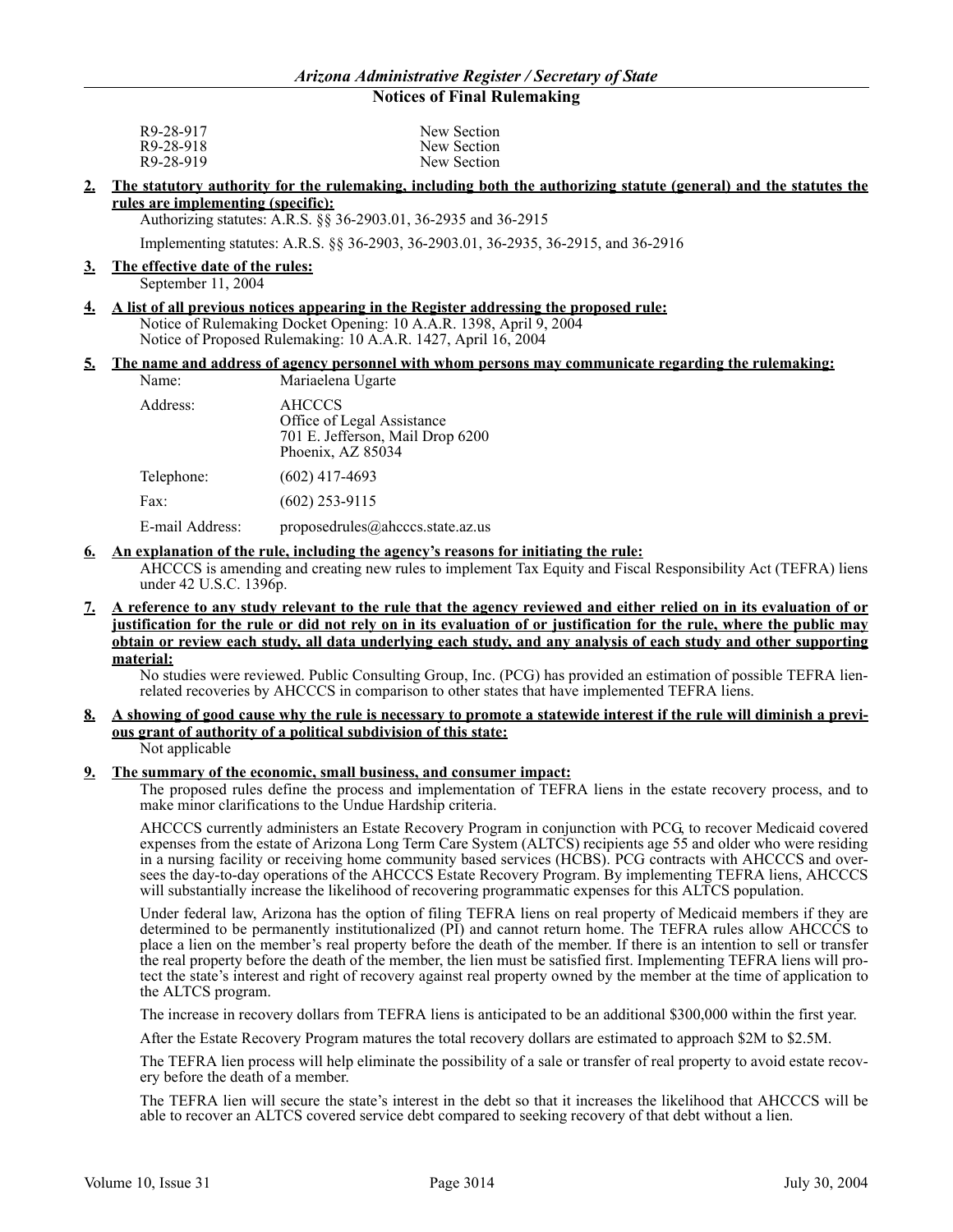| | |
|---|---|
| R9-28-917 | New Section |
| R9-28-918 | New Section |
| R9-28-919 | New Section |

**2. The statutory authority for the rulemaking, including both the authorizing statute (general) and the statutes the rules are implementing (specific):**

Authorizing statutes: A.R.S. §§ 36-2903.01, 36-2935 and 36-2915

Implementing statutes: A.R.S. §§ 36-2903, 36-2903.01, 36-2935, 36-2915, and 36-2916

**3. The effective date of the rules:**

September 11, 2004

**4. A list of all previous notices appearing in the Register addressing the proposed rule:**

Notice of Rulemaking Docket Opening: 10 A.A.R. 1398, April 9, 2004
Notice of Proposed Rulemaking: 10 A.A.R. 1427, April 16, 2004

**5. The name and address of agency personnel with whom persons may communicate regarding the rulemaking:**

| | |
|---|---|
| Name: | Mariaelena Ugarte |
| Address: | AHCCCS<br>Office of Legal Assistance<br>701 E. Jefferson, Mail Drop 6200<br>Phoenix, AZ 85034 |
| Telephone: | (602) 417-4693 |
| Fax: | (602) 253-9115 |
| E-mail Address: | proposedrules@ahcccs.state.az.us |

**6. An explanation of the rule, including the agency's reasons for initiating the rule:**

AHCCCS is amending and creating new rules to implement Tax Equity and Fiscal Responsibility Act (TEFRA) liens under 42 U.S.C. 1396p.

**7. A reference to any study relevant to the rule that the agency reviewed and either relied on in its evaluation of or justification for the rule or did not rely on in its evaluation of or justification for the rule, where the public may obtain or review each study, all data underlying each study, and any analysis of each study and other supporting material:**

No studies were reviewed. Public Consulting Group, Inc. (PCG) has provided an estimation of possible TEFRA lien-related recoveries by AHCCCS in comparison to other states that have implemented TEFRA liens.

**8. A showing of good cause why the rule is necessary to promote a statewide interest if the rule will diminish a previous grant of authority of a political subdivision of this state:**

Not applicable

**9. The summary of the economic, small business, and consumer impact:**

The proposed rules define the process and implementation of TEFRA liens in the estate recovery process, and to make minor clarifications to the Undue Hardship criteria.

AHCCCS currently administers an Estate Recovery Program in conjunction with PCG, to recover Medicaid covered expenses from the estate of Arizona Long Term Care System (ALTCS) recipients age 55 and older who were residing in a nursing facility or receiving home community based services (HCBS). PCG contracts with AHCCCS and oversees the day-to-day operations of the AHCCCS Estate Recovery Program. By implementing TEFRA liens, AHCCCS will substantially increase the likelihood of recovering programmatic expenses for this ALTCS population.

Under federal law, Arizona has the option of filing TEFRA liens on real property of Medicaid members if they are determined to be permanently institutionalized (PI) and cannot return home. The TEFRA rules allow AHCCCS to place a lien on the member's real property before the death of the member. If there is an intention to sell or transfer the real property before the death of the member, the lien must be satisfied first. Implementing TEFRA liens will protect the state's interest and right of recovery against real property owned by the member at the time of application to the ALTCS program.

The increase in recovery dollars from TEFRA liens is anticipated to be an additional $300,000 within the first year.

After the Estate Recovery Program matures the total recovery dollars are estimated to approach $2M to $2.5M.

The TEFRA lien process will help eliminate the possibility of a sale or transfer of real property to avoid estate recovery before the death of a member.

The TEFRA lien will secure the state's interest in the debt so that it increases the likelihood that AHCCCS will be able to recover an ALTCS covered service debt compared to seeking recovery of that debt without a lien.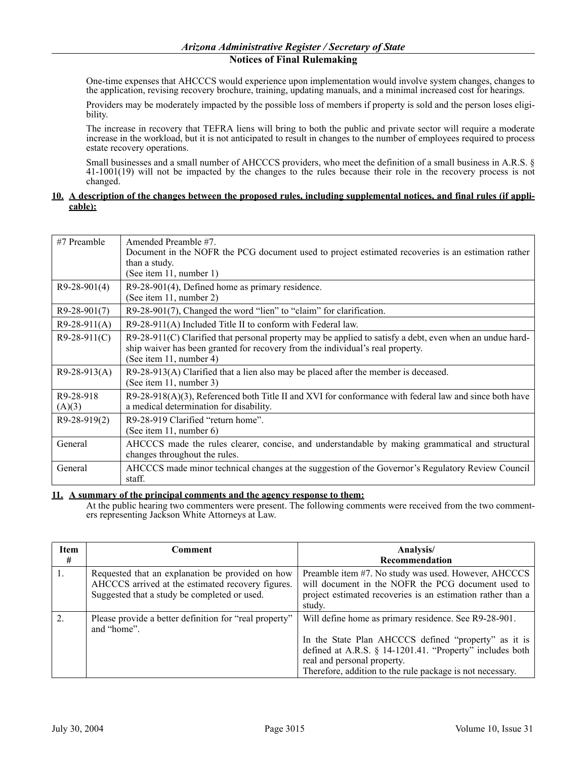One-time expenses that AHCCCS would experience upon implementation would involve system changes, changes to the application, revising recovery brochure, training, updating manuals, and a minimal increased cost for hearings.

Providers may be moderately impacted by the possible loss of members if property is sold and the person loses eligibility.

The increase in recovery that TEFRA liens will bring to both the public and private sector will require a moderate increase in the workload, but it is not anticipated to result in changes to the number of employees required to process estate recovery operations.

Small businesses and a small number of AHCCCS providers, who meet the definition of a small business in A.R.S. § 41-1001(19) will not be impacted by the changes to the rules because their role in the recovery process is not changed.

**10. A description of the changes between the proposed rules, including supplemental notices, and final rules (if applicable):**

| | |
|---|---|
| #7 Preamble | Amended Preamble #7.<br>Document in the NOFR the PCG document used to project estimated recoveries is an estimation rather than a study.<br>(See item 11, number 1) |
| R9-28-901(4) | R9-28-901(4), Defined home as primary residence.<br>(See item 11, number 2) |
| R9-28-901(7) | R9-28-901(7), Changed the word "lien" to "claim" for clarification. |
| R9-28-911(A) | R9-28-911(A) Included Title II to conform with Federal law. |
| R9-28-911(C) | R9-28-911(C) Clarified that personal property may be applied to satisfy a debt, even when an undue hardship waiver has been granted for recovery from the individual's real property.<br>(See item 11, number 4) |
| R9-28-913(A) | R9-28-913(A) Clarified that a lien also may be placed after the member is deceased.<br>(See item 11, number 3) |
| R9-28-918 (A)(3) | R9-28-918(A)(3), Referenced both Title II and XVI for conformance with federal law and since both have a medical determination for disability. |
| R9-28-919(2) | R9-28-919 Clarified "return home".<br>(See item 11, number 6) |
| General | AHCCCS made the rules clearer, concise, and understandable by making grammatical and structural changes throughout the rules. |
| General | AHCCCS made minor technical changes at the suggestion of the Governor's Regulatory Review Council staff. |

**11. A summary of the principal comments and the agency response to them:**

At the public hearing two commenters were present. The following comments were received from the two commenters representing Jackson White Attorneys at Law.

| Item # | Comment | Analysis/ Recommendation |
|---|---|---|
| 1. | Requested that an explanation be provided on how AHCCCS arrived at the estimated recovery figures. Suggested that a study be completed or used. | Preamble item #7. No study was used. However, AHCCCS will document in the NOFR the PCG document used to project estimated recoveries is an estimation rather than a study. |
| 2. | Please provide a better definition for "real property" and "home". | Will define home as primary residence. See R9-28-901.<br><br>In the State Plan AHCCCS defined "property" as it is defined at A.R.S. § 14-1201.41. "Property" includes both real and personal property.<br>Therefore, addition to the rule package is not necessary. |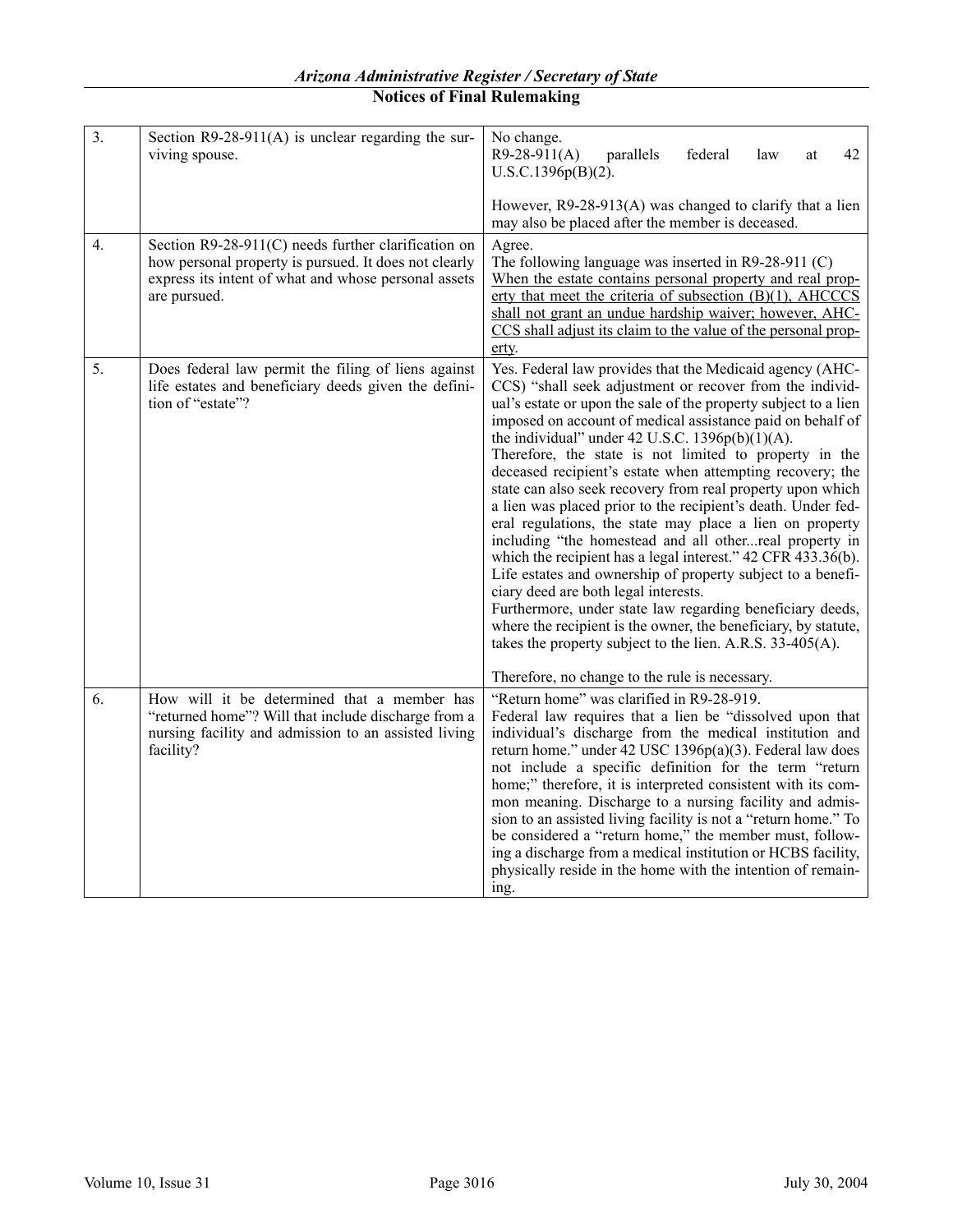| | | |
|---|---|---|
| 3. | Section R9-28-911(A) is unclear regarding the surviving spouse. | No change.<br>R9-28-911(A) parallels federal law at 42 U.S.C.1396p(B)(2).<br><br>However, R9-28-913(A) was changed to clarify that a lien may also be placed after the member is deceased. |
| 4. | Section R9-28-911(C) needs further clarification on how personal property is pursued. It does not clearly express its intent of what and whose personal assets are pursued. | Agree.<br>The following language was inserted in R9-28-911 (C)<br><u>When the estate contains personal property and real property that meet the criteria of subsection (B)(1), AHCCCS shall not grant an undue hardship waiver; however, AHCCCS shall adjust its claim to the value of the personal property</u>. |
| 5. | Does federal law permit the filing of liens against life estates and beneficiary deeds given the definition of "estate"? | Yes. Federal law provides that the Medicaid agency (AHCCCS) "shall seek adjustment or recover from the individual's estate or upon the sale of the property subject to a lien imposed on account of medical assistance paid on behalf of the individual" under 42 U.S.C. 1396p(b)(1)(A).<br>Therefore, the state is not limited to property in the deceased recipient's estate when attempting recovery; the state can also seek recovery from real property upon which a lien was placed prior to the recipient's death. Under federal regulations, the state may place a lien on property including "the homestead and all other...real property in which the recipient has a legal interest." 42 CFR 433.36(b). Life estates and ownership of property subject to a beneficiary deed are both legal interests.<br>Furthermore, under state law regarding beneficiary deeds, where the recipient is the owner, the beneficiary, by statute, takes the property subject to the lien. A.R.S. 33-405(A).<br><br>Therefore, no change to the rule is necessary. |
| 6. | How will it be determined that a member has "returned home"? Will that include discharge from a nursing facility and admission to an assisted living facility? | "Return home" was clarified in R9-28-919.<br>Federal law requires that a lien be "dissolved upon that individual's discharge from the medical institution and return home." under 42 USC 1396p(a)(3). Federal law does not include a specific definition for the term "return home;" therefore, it is interpreted consistent with its common meaning. Discharge to a nursing facility and admission to an assisted living facility is not a "return home." To be considered a "return home," the member must, following a discharge from a medical institution or HCBS facility, physically reside in the home with the intention of remaining. |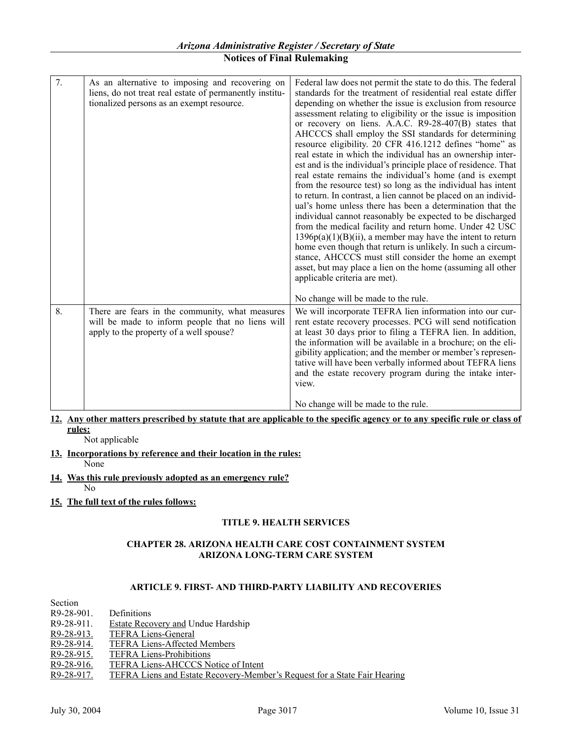| 7. | As an alternative to imposing and recovering on liens, do not treat real estate of permanently institutionalized persons as an exempt resource. | Federal law does not permit the state to do this. The federal standards for the treatment of residential real estate differ depending on whether the issue is exclusion from resource assessment relating to eligibility or the issue is imposition or recovery on liens. A.A.C. R9-28-407(B) states that AHCCCS shall employ the SSI standards for determining resource eligibility. 20 CFR 416.1212 defines "home" as real estate in which the individual has an ownership interest and is the individual's principle place of residence. That real estate remains the individual's home (and is exempt from the resource test) so long as the individual has intent to return. In contrast, a lien cannot be placed on an individual's home unless there has been a determination that the individual cannot reasonably be expected to be discharged from the medical facility and return home. Under 42 USC 1396p(a)(1)(B)(ii), a member may have the intent to return home even though that return is unlikely. In such a circumstance, AHCCCS must still consider the home an exempt asset, but may place a lien on the home (assuming all other applicable criteria are met).<br><br>No change will be made to the rule. |
|---|---|---|
| 8. | There are fears in the community, what measures will be made to inform people that no liens will apply to the property of a well spouse? | We will incorporate TEFRA lien information into our current estate recovery processes. PCG will send notification at least 30 days prior to filing a TEFRA lien. In addition, the information will be available in a brochure; on the eligibility application; and the member or member's representative will have been verbally informed about TEFRA liens and the estate recovery program during the intake interview.<br><br>No change will be made to the rule. |

**12. Any other matters prescribed by statute that are applicable to the specific agency or to any specific rule or class of rules:**

Not applicable

**13. Incorporations by reference and their location in the rules:**

None

**14. Was this rule previously adopted as an emergency rule?**

No

**15. The full text of the rules follows:**

## TITLE 9. HEALTH SERVICES

## CHAPTER 28. ARIZONA HEALTH CARE COST CONTAINMENT SYSTEM ARIZONA LONG-TERM CARE SYSTEM

### ARTICLE 9. FIRST- AND THIRD-PARTY LIABILITY AND RECOVERIES

Section
R9-28-901. Definitions
R9-28-911. Estate Recovery and Undue Hardship
R9-28-913. TEFRA Liens-General
R9-28-914. TEFRA Liens-Affected Members
R9-28-915. TEFRA Liens-Prohibitions
R9-28-916. TEFRA Liens-AHCCCS Notice of Intent
R9-28-917. TEFRA Liens and Estate Recovery-Member's Request for a State Fair Hearing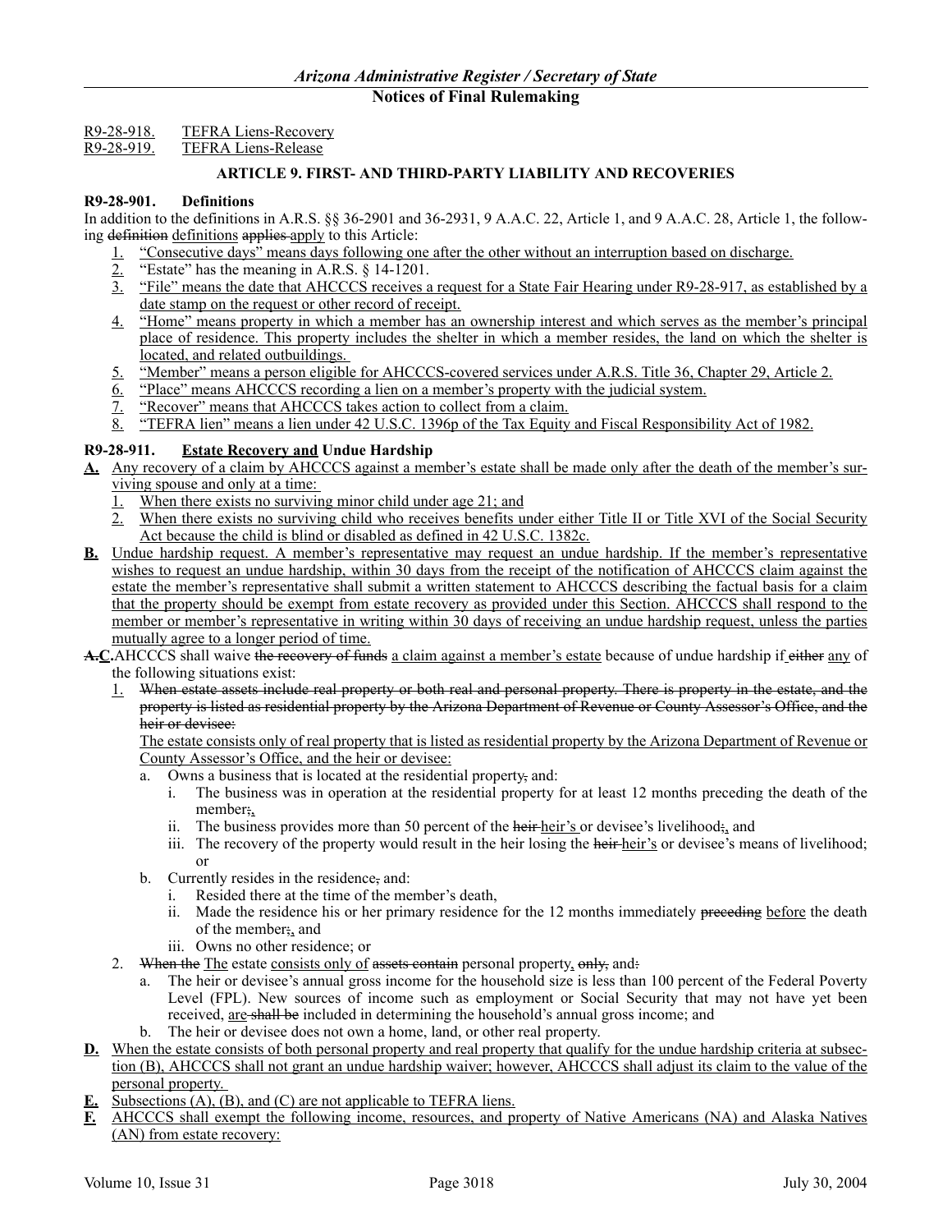R9-28-918. TEFRA Liens-Recovery
R9-28-919. TEFRA Liens-Release

**ARTICLE 9. FIRST- AND THIRD-PARTY LIABILITY AND RECOVERIES**

**R9-28-901. Definitions**

In addition to the definitions in A.R.S. §§ 36-2901 and 36-2931, 9 A.A.C. 22, Article 1, and 9 A.A.C. 28, Article 1, the following ~~definition~~ definitions ~~applies~~ apply to this Article:

1. "Consecutive days" means days following one after the other without an interruption based on discharge.
2. "Estate" has the meaning in A.R.S. § 14-1201.
3. "File" means the date that AHCCCS receives a request for a State Fair Hearing under R9-28-917, as established by a date stamp on the request or other record of receipt.
4. "Home" means property in which a member has an ownership interest and which serves as the member's principal place of residence. This property includes the shelter in which a member resides, the land on which the shelter is located, and related outbuildings.
5. "Member" means a person eligible for AHCCCS-covered services under A.R.S. Title 36, Chapter 29, Article 2.
6. "Place" means AHCCCS recording a lien on a member's property with the judicial system.
7. "Recover" means that AHCCCS takes action to collect from a claim.
8. "TEFRA lien" means a lien under 42 U.S.C. 1396p of the Tax Equity and Fiscal Responsibility Act of 1982.

**R9-28-911. Estate Recovery and Undue Hardship**

**A.** Any recovery of a claim by AHCCCS against a member's estate shall be made only after the death of the member's surviving spouse and only at a time:
   1. When there exists no surviving minor child under age 21; and
   2. When there exists no surviving child who receives benefits under either Title II or Title XVI of the Social Security Act because the child is blind or disabled as defined in 42 U.S.C. 1382c.

**B.** Undue hardship request. A member's representative may request an undue hardship. If the member's representative wishes to request an undue hardship, within 30 days from the receipt of the notification of AHCCCS claim against the estate the member's representative shall submit a written statement to AHCCCS describing the factual basis for a claim that the property should be exempt from estate recovery as provided under this Section. AHCCCS shall respond to the member or member's representative in writing within 30 days of receiving an undue hardship request, unless the parties mutually agree to a longer period of time.

**~~A.~~C.** AHCCCS shall waive ~~the recovery of funds~~ a claim against a member's estate because of undue hardship if ~~either~~ any of the following situations exist:
   1. ~~When estate assets include real property or both real and personal property. There is property in the estate, and the property is listed as residential property by the Arizona Department of Revenue or County Assessor's Office, and the heir or devisee:~~
      The estate consists only of real property that is listed as residential property by the Arizona Department of Revenue or County Assessor's Office, and the heir or devisee:
      a. Owns a business that is located at the residential property~~,~~ and:
         i. The business was in operation at the residential property for at least 12 months preceding the death of the member~~;~~,
         ii. The business provides more than 50 percent of the ~~heir~~ heir's or devisee's livelihood~~;~~, and
         iii. The recovery of the property would result in the heir losing the ~~heir~~ heir's or devisee's means of livelihood; or
      b. Currently resides in the residence~~,~~ and:
         i. Resided there at the time of the member's death,
         ii. Made the residence his or her primary residence for the 12 months immediately ~~preceding~~ before the death of the member~~;~~, and
         iii. Owns no other residence; or
   2. ~~When the~~ The estate consists only of ~~assets contain~~ personal property, ~~only,~~ and~~:~~
      a. The heir or devisee's annual gross income for the household size is less than 100 percent of the Federal Poverty Level (FPL). New sources of income such as employment or Social Security that may not have yet been received, are ~~shall be~~ included in determining the household's annual gross income; and
      b. The heir or devisee does not own a home, land, or other real property.

**D.** When the estate consists of both personal property and real property that qualify for the undue hardship criteria at subsection (B), AHCCCS shall not grant an undue hardship waiver; however, AHCCCS shall adjust its claim to the value of the personal property.

**E.** Subsections (A), (B), and (C) are not applicable to TEFRA liens.

**F.** AHCCCS shall exempt the following income, resources, and property of Native Americans (NA) and Alaska Natives (AN) from estate recovery: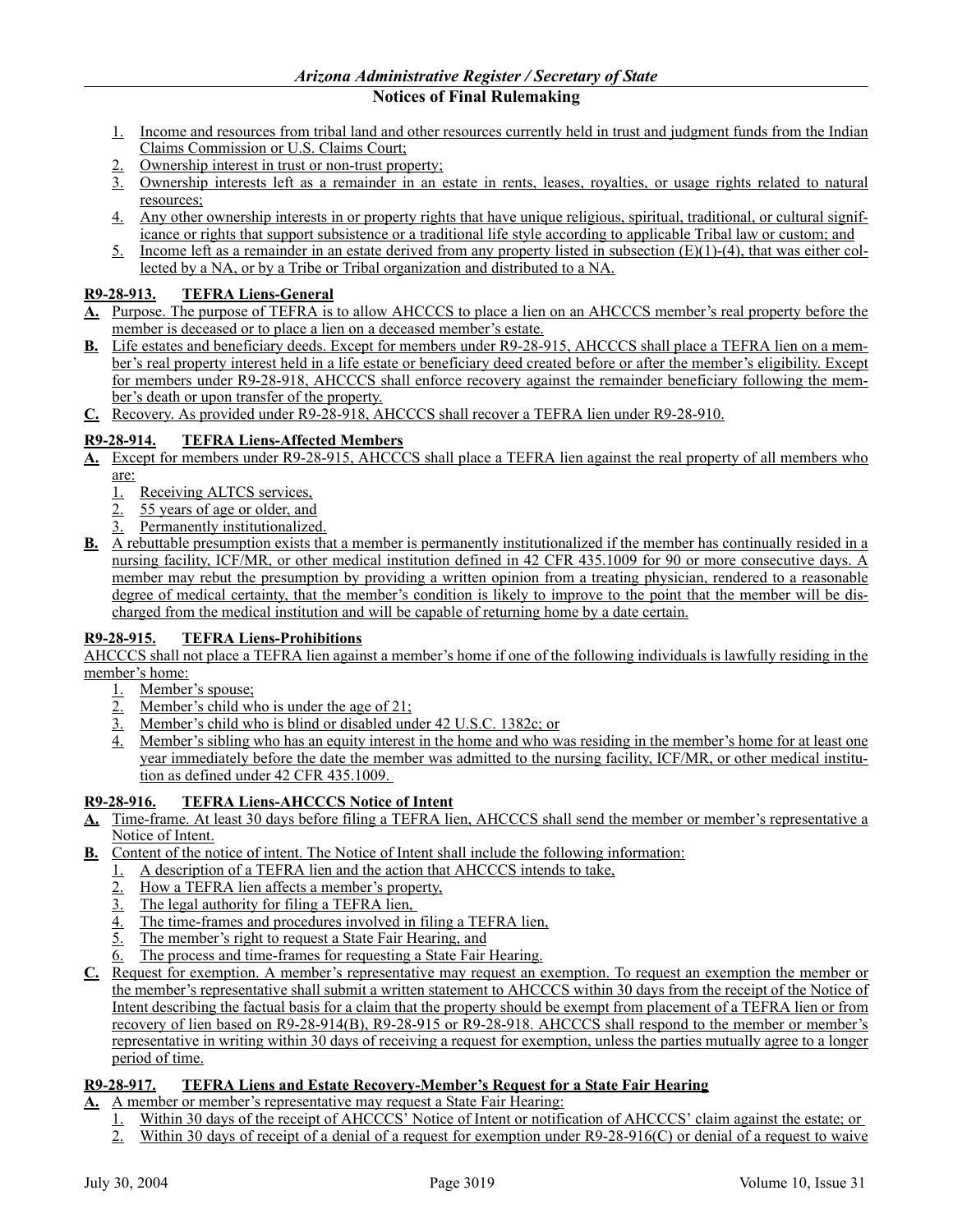1. Income and resources from tribal land and other resources currently held in trust and judgment funds from the Indian Claims Commission or U.S. Claims Court;
2. Ownership interest in trust or non-trust property;
3. Ownership interests left as a remainder in an estate in rents, leases, royalties, or usage rights related to natural resources;
4. Any other ownership interests in or property rights that have unique religious, spiritual, traditional, or cultural significance or rights that support subsistence or a traditional life style according to applicable Tribal law or custom; and
5. Income left as a remainder in an estate derived from any property listed in subsection (E)(1)-(4), that was either collected by a NA, or by a Tribe or Tribal organization and distributed to a NA.

**R9-28-913. TEFRA Liens-General**

**A.** Purpose. The purpose of TEFRA is to allow AHCCCS to place a lien on an AHCCCS member's real property before the member is deceased or to place a lien on a deceased member's estate.

**B.** Life estates and beneficiary deeds. Except for members under R9-28-915, AHCCCS shall place a TEFRA lien on a member's real property interest held in a life estate or beneficiary deed created before or after the member's eligibility. Except for members under R9-28-918, AHCCCS shall enforce recovery against the remainder beneficiary following the member's death or upon transfer of the property.

**C.** Recovery. As provided under R9-28-918, AHCCCS shall recover a TEFRA lien under R9-28-910.

**R9-28-914. TEFRA Liens-Affected Members**

**A.** Except for members under R9-28-915, AHCCCS shall place a TEFRA lien against the real property of all members who are:
1. Receiving ALTCS services,
2. 55 years of age or older, and
3. Permanently institutionalized.

**B.** A rebuttable presumption exists that a member is permanently institutionalized if the member has continually resided in a nursing facility, ICF/MR, or other medical institution defined in 42 CFR 435.1009 for 90 or more consecutive days. A member may rebut the presumption by providing a written opinion from a treating physician, rendered to a reasonable degree of medical certainty, that the member's condition is likely to improve to the point that the member will be discharged from the medical institution and will be capable of returning home by a date certain.

**R9-28-915. TEFRA Liens-Prohibitions**

AHCCCS shall not place a TEFRA lien against a member's home if one of the following individuals is lawfully residing in the member's home:
1. Member's spouse;
2. Member's child who is under the age of 21;
3. Member's child who is blind or disabled under 42 U.S.C. 1382c; or
4. Member's sibling who has an equity interest in the home and who was residing in the member's home for at least one year immediately before the date the member was admitted to the nursing facility, ICF/MR, or other medical institution as defined under 42 CFR 435.1009.

**R9-28-916. TEFRA Liens-AHCCCS Notice of Intent**

**A.** Time-frame. At least 30 days before filing a TEFRA lien, AHCCCS shall send the member or member's representative a Notice of Intent.

**B.** Content of the notice of intent. The Notice of Intent shall include the following information:
1. A description of a TEFRA lien and the action that AHCCCS intends to take,
2. How a TEFRA lien affects a member's property,
3. The legal authority for filing a TEFRA lien,
4. The time-frames and procedures involved in filing a TEFRA lien,
5. The member's right to request a State Fair Hearing, and
6. The process and time-frames for requesting a State Fair Hearing.

**C.** Request for exemption. A member's representative may request an exemption. To request an exemption the member or the member's representative shall submit a written statement to AHCCCS within 30 days from the receipt of the Notice of Intent describing the factual basis for a claim that the property should be exempt from placement of a TEFRA lien or from recovery of lien based on R9-28-914(B), R9-28-915 or R9-28-918. AHCCCS shall respond to the member or member's representative in writing within 30 days of receiving a request for exemption, unless the parties mutually agree to a longer period of time.

**R9-28-917. TEFRA Liens and Estate Recovery-Member's Request for a State Fair Hearing**

**A.** A member or member's representative may request a State Fair Hearing:
1. Within 30 days of the receipt of AHCCCS' Notice of Intent or notification of AHCCCS' claim against the estate; or
2. Within 30 days of receipt of a denial of a request for exemption under R9-28-916(C) or denial of a request to waive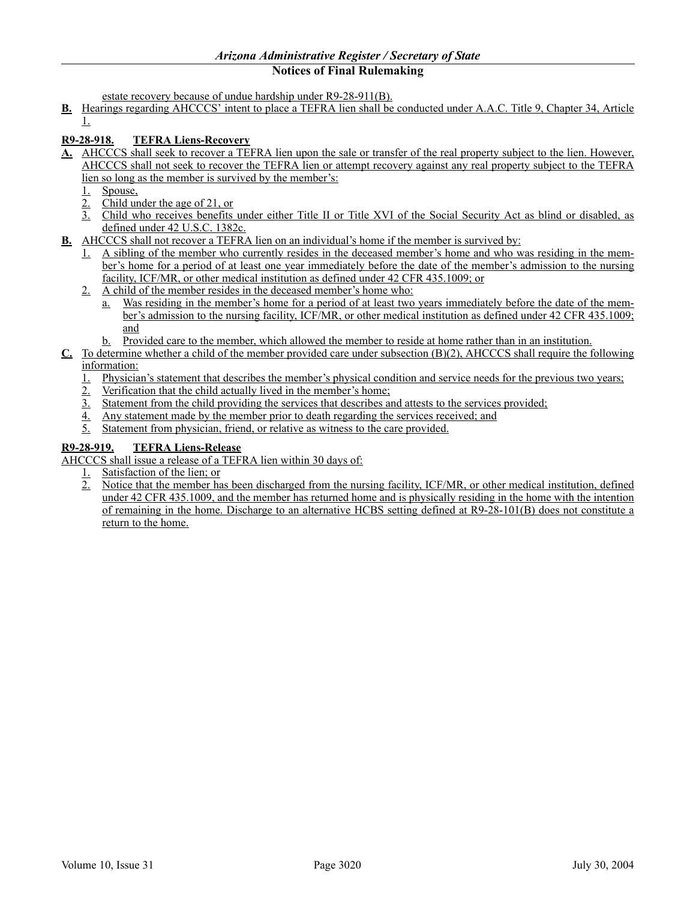estate recovery because of undue hardship under R9-28-911(B).

**B.** Hearings regarding AHCCCS' intent to place a TEFRA lien shall be conducted under A.A.C. Title 9, Chapter 34, Article 1.

**R9-28-918. TEFRA Liens-Recovery**

**A.** AHCCCS shall seek to recover a TEFRA lien upon the sale or transfer of the real property subject to the lien. However, AHCCCS shall not seek to recover the TEFRA lien or attempt recovery against any real property subject to the TEFRA lien so long as the member is survived by the member's:

1. Spouse,
2. Child under the age of 21, or
3. Child who receives benefits under either Title II or Title XVI of the Social Security Act as blind or disabled, as defined under 42 U.S.C. 1382c.

**B.** AHCCCS shall not recover a TEFRA lien on an individual's home if the member is survived by:

1. A sibling of the member who currently resides in the deceased member's home and who was residing in the member's home for a period of at least one year immediately before the date of the member's admission to the nursing facility, ICF/MR, or other medical institution as defined under 42 CFR 435.1009; or
2. A child of the member resides in the deceased member's home who:
   a. Was residing in the member's home for a period of at least two years immediately before the date of the member's admission to the nursing facility, ICF/MR, or other medical institution as defined under 42 CFR 435.1009; and
   b. Provided care to the member, which allowed the member to reside at home rather than in an institution.

**C.** To determine whether a child of the member provided care under subsection (B)(2), AHCCCS shall require the following information:

1. Physician's statement that describes the member's physical condition and service needs for the previous two years;
2. Verification that the child actually lived in the member's home;
3. Statement from the child providing the services that describes and attests to the services provided;
4. Any statement made by the member prior to death regarding the services received; and
5. Statement from physician, friend, or relative as witness to the care provided.

**R9-28-919. TEFRA Liens-Release**

AHCCCS shall issue a release of a TEFRA lien within 30 days of:

1. Satisfaction of the lien; or
2. Notice that the member has been discharged from the nursing facility, ICF/MR, or other medical institution, defined under 42 CFR 435.1009, and the member has returned home and is physically residing in the home with the intention of remaining in the home. Discharge to an alternative HCBS setting defined at R9-28-101(B) does not constitute a return to the home.